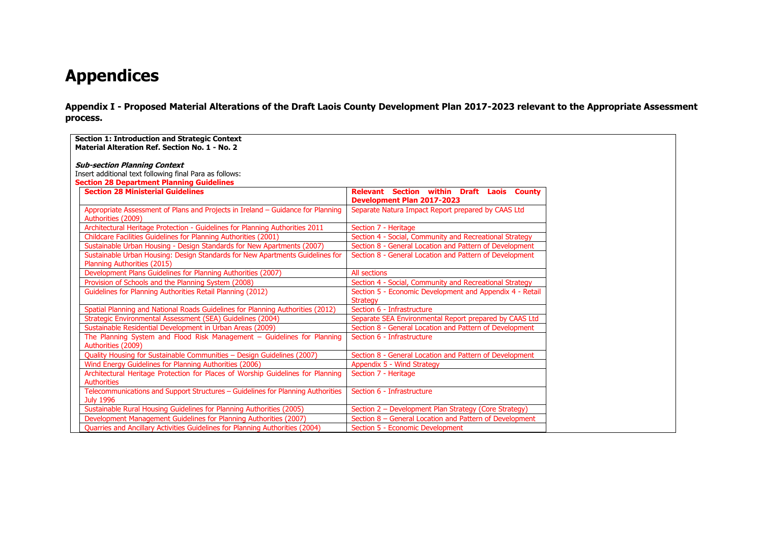# Appendices

## Appendix I - Proposed Material Alterations of the Draft Laois County Development Plan 2017-2023 relevant to the Appropriate Assessment process.

**Section 1: Introduction and Strategic Context**
**Material Alteration Ref. Section No. 1 - No. 2**

***Sub-section Planning Context***

Insert additional text following final Para as follows:

**Section 28 Department Planning Guidelines**

| Section 28 Ministerial Guidelines | Relevant Section within Draft Laois County Development Plan 2017-2023 |
|---|---|
| Appropriate Assessment of Plans and Projects in Ireland – Guidance for Planning Authorities (2009) | Separate Natura Impact Report prepared by CAAS Ltd |
| Architectural Heritage Protection - Guidelines for Planning Authorities 2011 | Section 7 - Heritage |
| Childcare Facilities Guidelines for Planning Authorities (2001) | Section 4 - Social, Community and Recreational Strategy |
| Sustainable Urban Housing - Design Standards for New Apartments (2007) | Section 8 - General Location and Pattern of Development |
| Sustainable Urban Housing: Design Standards for New Apartments Guidelines for Planning Authorities (2015) | Section 8 - General Location and Pattern of Development |
| Development Plans Guidelines for Planning Authorities (2007) | All sections |
| Provision of Schools and the Planning System (2008) | Section 4 - Social, Community and Recreational Strategy |
| Guidelines for Planning Authorities Retail Planning (2012) | Section 5 - Economic Development and Appendix 4 - Retail Strategy |
| Spatial Planning and National Roads Guidelines for Planning Authorities (2012) | Section 6 - Infrastructure |
| Strategic Environmental Assessment (SEA) Guidelines (2004) | Separate SEA Environmental Report prepared by CAAS Ltd |
| Sustainable Residential Development in Urban Areas (2009) | Section 8 - General Location and Pattern of Development |
| The Planning System and Flood Risk Management – Guidelines for Planning Authorities (2009) | Section 6 - Infrastructure |
| Quality Housing for Sustainable Communities – Design Guidelines (2007) | Section 8 - General Location and Pattern of Development |
| Wind Energy Guidelines for Planning Authorities (2006) | Appendix 5 - Wind Strategy |
| Architectural Heritage Protection for Places of Worship Guidelines for Planning Authorities | Section 7 - Heritage |
| Telecommunications and Support Structures – Guidelines for Planning Authorities July 1996 | Section 6 - Infrastructure |
| Sustainable Rural Housing Guidelines for Planning Authorities (2005) | Section 2 – Development Plan Strategy (Core Strategy) |
| Development Management Guidelines for Planning Authorities (2007) | Section 8 – General Location and Pattern of Development |
| Quarries and Ancillary Activities Guidelines for Planning Authorities (2004) | Section 5 - Economic Development |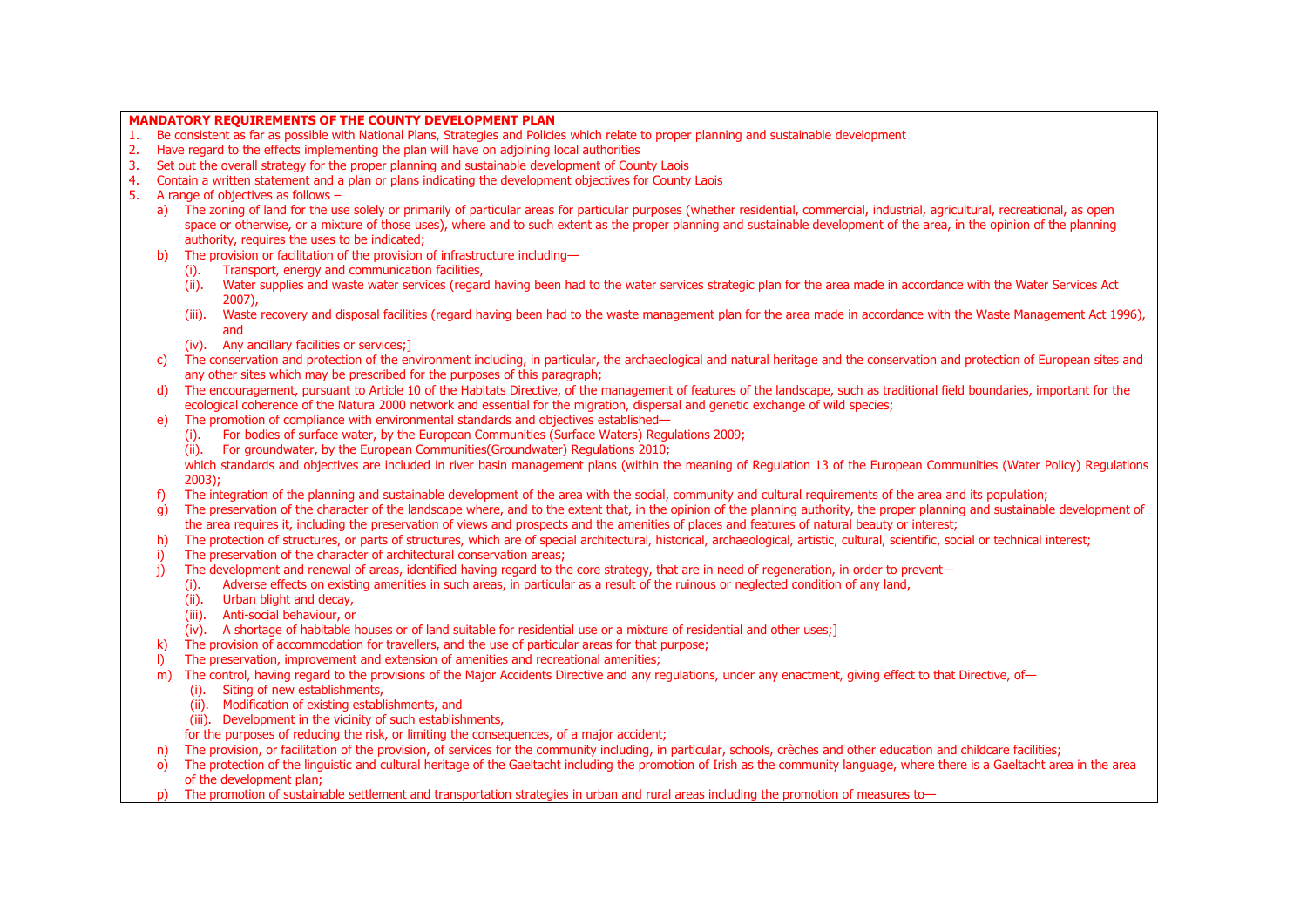**MANDATORY REQUIREMENTS OF THE COUNTY DEVELOPMENT PLAN**

1. Be consistent as far as possible with National Plans, Strategies and Policies which relate to proper planning and sustainable development
2. Have regard to the effects implementing the plan will have on adjoining local authorities
3. Set out the overall strategy for the proper planning and sustainable development of County Laois
4. Contain a written statement and a plan or plans indicating the development objectives for County Laois
5. A range of objectives as follows –
   a) The zoning of land for the use solely or primarily of particular areas for particular purposes (whether residential, commercial, industrial, agricultural, recreational, as open space or otherwise, or a mixture of those uses), where and to such extent as the proper planning and sustainable development of the area, in the opinion of the planning authority, requires the uses to be indicated;
   b) The provision or facilitation of the provision of infrastructure including—
      (i). Transport, energy and communication facilities,
      (ii). Water supplies and waste water services (regard having been had to the water services strategic plan for the area made in accordance with the Water Services Act 2007),
      (iii). Waste recovery and disposal facilities (regard having been had to the waste management plan for the area made in accordance with the Waste Management Act 1996), and
      (iv). Any ancillary facilities or services;]
   c) The conservation and protection of the environment including, in particular, the archaeological and natural heritage and the conservation and protection of European sites and any other sites which may be prescribed for the purposes of this paragraph;
   d) The encouragement, pursuant to Article 10 of the Habitats Directive, of the management of features of the landscape, such as traditional field boundaries, important for the ecological coherence of the Natura 2000 network and essential for the migration, dispersal and genetic exchange of wild species;
   e) The promotion of compliance with environmental standards and objectives established—
      (i). For bodies of surface water, by the European Communities (Surface Waters) Regulations 2009;
      (ii). For groundwater, by the European Communities(Groundwater) Regulations 2010;

      which standards and objectives are included in river basin management plans (within the meaning of Regulation 13 of the European Communities (Water Policy) Regulations 2003);
   f) The integration of the planning and sustainable development of the area with the social, community and cultural requirements of the area and its population;
   g) The preservation of the character of the landscape where, and to the extent that, in the opinion of the planning authority, the proper planning and sustainable development of the area requires it, including the preservation of views and prospects and the amenities of places and features of natural beauty or interest;
   h) The protection of structures, or parts of structures, which are of special architectural, historical, archaeological, artistic, cultural, scientific, social or technical interest;
   i) The preservation of the character of architectural conservation areas;
   j) The development and renewal of areas, identified having regard to the core strategy, that are in need of regeneration, in order to prevent—
      (i). Adverse effects on existing amenities in such areas, in particular as a result of the ruinous or neglected condition of any land,
      (ii). Urban blight and decay,
      (iii). Anti-social behaviour, or
      (iv). A shortage of habitable houses or of land suitable for residential use or a mixture of residential and other uses;]
   k) The provision of accommodation for travellers, and the use of particular areas for that purpose;
   l) The preservation, improvement and extension of amenities and recreational amenities;
   m) The control, having regard to the provisions of the Major Accidents Directive and any regulations, under any enactment, giving effect to that Directive, of—
      (i). Siting of new establishments,
      (ii). Modification of existing establishments, and
      (iii). Development in the vicinity of such establishments,

      for the purposes of reducing the risk, or limiting the consequences, of a major accident;
   n) The provision, or facilitation of the provision, of services for the community including, in particular, schools, crèches and other education and childcare facilities;
   o) The protection of the linguistic and cultural heritage of the Gaeltacht including the promotion of Irish as the community language, where there is a Gaeltacht area in the area of the development plan;
   p) The promotion of sustainable settlement and transportation strategies in urban and rural areas including the promotion of measures to—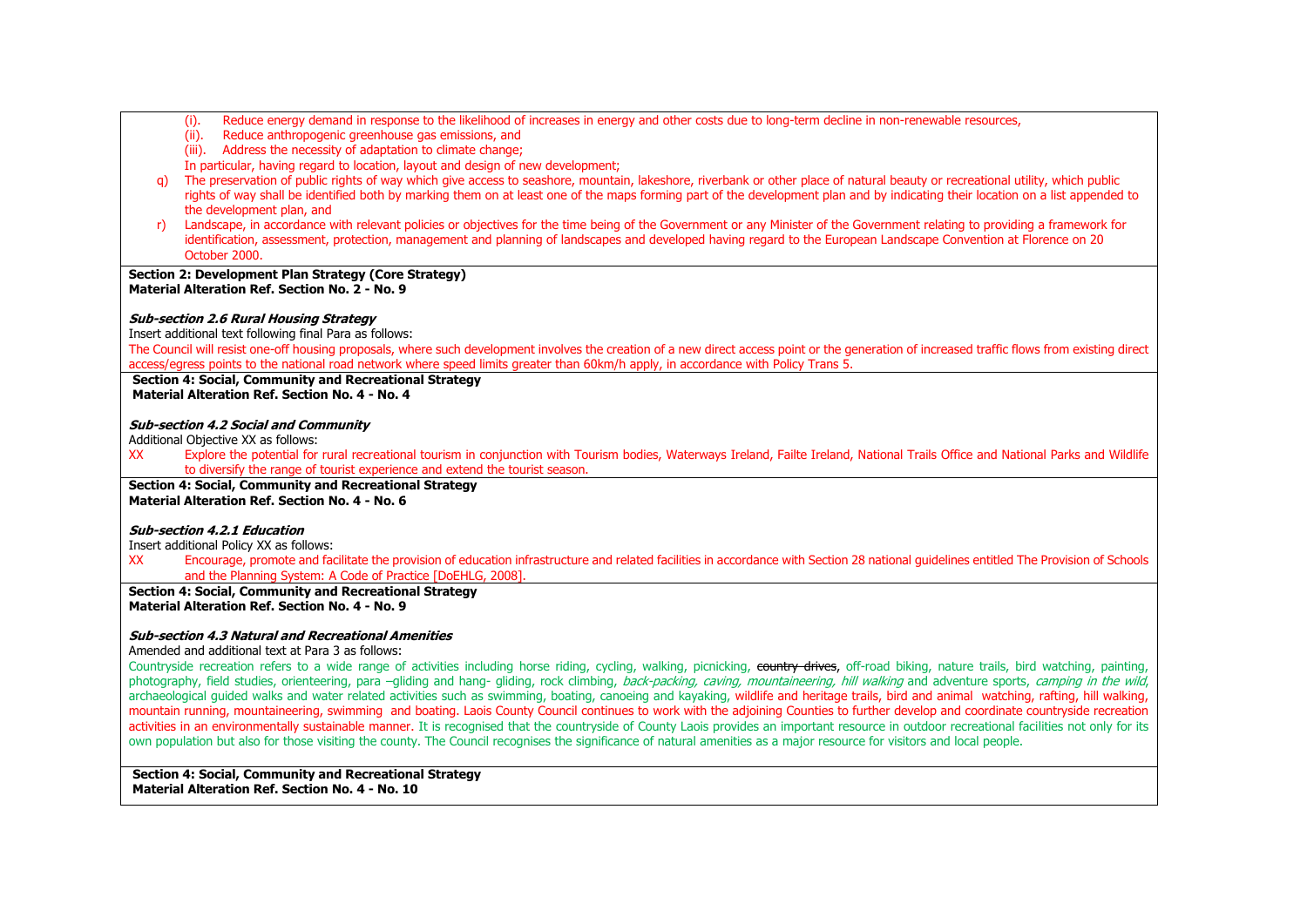(i). Reduce energy demand in response to the likelihood of increases in energy and other costs due to long-term decline in non-renewable resources,

(ii). Reduce anthropogenic greenhouse gas emissions, and

(iii). Address the necessity of adaptation to climate change;

In particular, having regard to location, layout and design of new development;

q) The preservation of public rights of way which give access to seashore, mountain, lakeshore, riverbank or other place of natural beauty or recreational utility, which public rights of way shall be identified both by marking them on at least one of the maps forming part of the development plan and by indicating their location on a list appended to the development plan, and

r) Landscape, in accordance with relevant policies or objectives for the time being of the Government or any Minister of the Government relating to providing a framework for identification, assessment, protection, management and planning of landscapes and developed having regard to the European Landscape Convention at Florence on 20 October 2000.

**Section 2: Development Plan Strategy (Core Strategy)**
**Material Alteration Ref. Section No. 2 - No. 9**

***Sub-section 2.6 Rural Housing Strategy***

Insert additional text following final Para as follows:

The Council will resist one-off housing proposals, where such development involves the creation of a new direct access point or the generation of increased traffic flows from existing direct access/egress points to the national road network where speed limits greater than 60km/h apply, in accordance with Policy Trans 5.

**Section 4: Social, Community and Recreational Strategy**
**Material Alteration Ref. Section No. 4 - No. 4**

***Sub-section 4.2 Social and Community***

Additional Objective XX as follows:

XX Explore the potential for rural recreational tourism in conjunction with Tourism bodies, Waterways Ireland, Failte Ireland, National Trails Office and National Parks and Wildlife to diversify the range of tourist experience and extend the tourist season.

**Section 4: Social, Community and Recreational Strategy**
**Material Alteration Ref. Section No. 4 - No. 6**

***Sub-section 4.2.1 Education***

Insert additional Policy XX as follows:

XX Encourage, promote and facilitate the provision of education infrastructure and related facilities in accordance with Section 28 national guidelines entitled The Provision of Schools and the Planning System: A Code of Practice [DoEHLG, 2008].

**Section 4: Social, Community and Recreational Strategy**
**Material Alteration Ref. Section No. 4 - No. 9**

***Sub-section 4.3 Natural and Recreational Amenities***

Amended and additional text at Para 3 as follows:

Countryside recreation refers to a wide range of activities including horse riding, cycling, walking, picnicking, ~~country drives~~, off-road biking, nature trails, bird watching, painting, photography, field studies, orienteering, para –gliding and hang- gliding, rock climbing, *back-packing, caving, mountaineering, hill walking* and adventure sports, *camping in the wild,* archaeological guided walks and water related activities such as swimming, boating, canoeing and kayaking, wildlife and heritage trails, bird and animal watching, rafting, hill walking, mountain running, mountaineering, swimming and boating. Laois County Council continues to work with the adjoining Counties to further develop and coordinate countryside recreation activities in an environmentally sustainable manner. It is recognised that the countryside of County Laois provides an important resource in outdoor recreational facilities not only for its own population but also for those visiting the county. The Council recognises the significance of natural amenities as a major resource for visitors and local people.

**Section 4: Social, Community and Recreational Strategy**
**Material Alteration Ref. Section No. 4 - No. 10**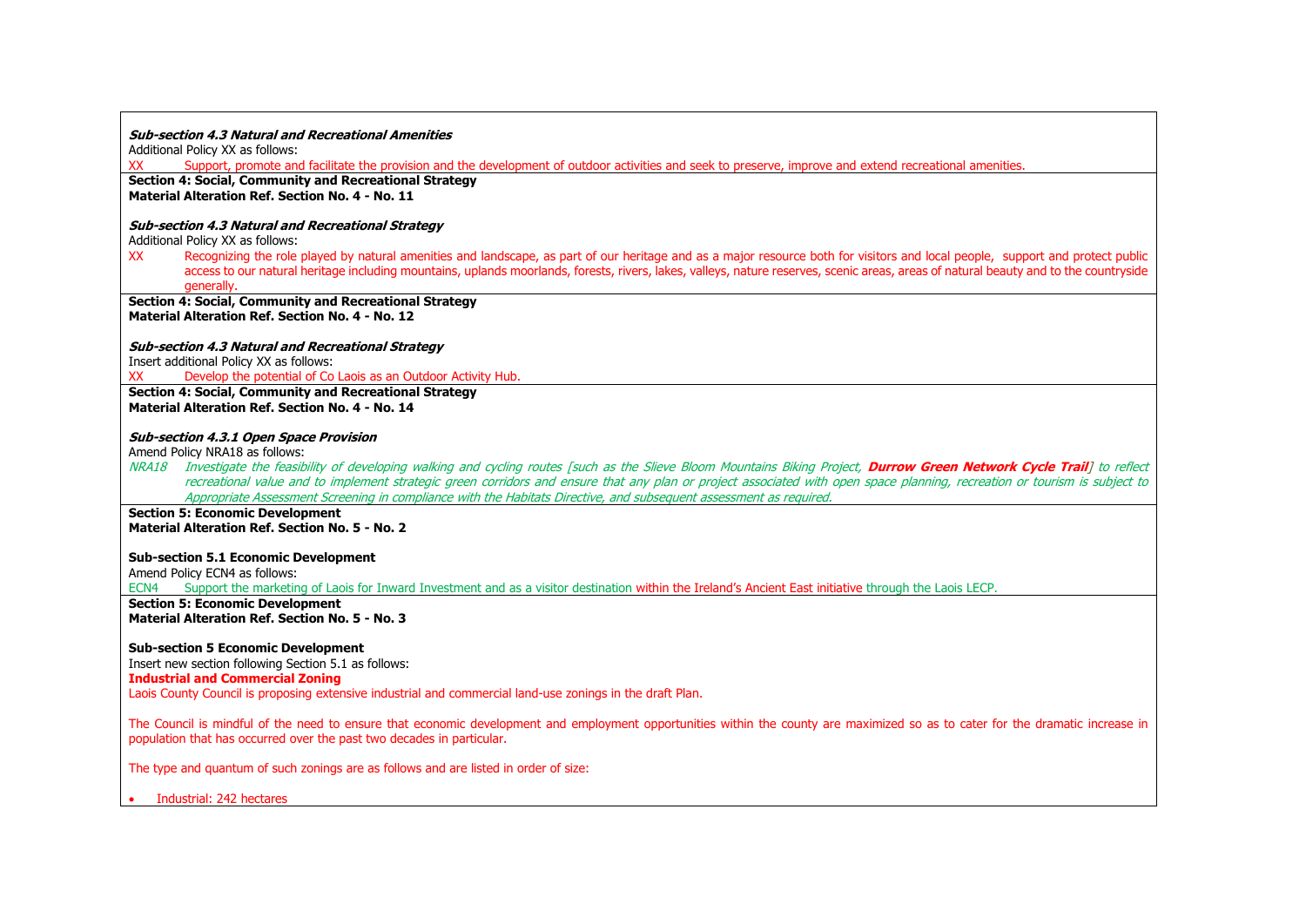***Sub-section 4.3 Natural and Recreational Amenities***

Additional Policy XX as follows:

XX Support, promote and facilitate the provision and the development of outdoor activities and seek to preserve, improve and extend recreational amenities.

**Section 4: Social, Community and Recreational Strategy**
**Material Alteration Ref. Section No. 4 - No. 11**

***Sub-section 4.3 Natural and Recreational Strategy***

Additional Policy XX as follows:

XX Recognizing the role played by natural amenities and landscape, as part of our heritage and as a major resource both for visitors and local people, support and protect public access to our natural heritage including mountains, uplands moorlands, forests, rivers, lakes, valleys, nature reserves, scenic areas, areas of natural beauty and to the countryside generally.

**Section 4: Social, Community and Recreational Strategy**
**Material Alteration Ref. Section No. 4 - No. 12**

***Sub-section 4.3 Natural and Recreational Strategy***

Insert additional Policy XX as follows:

XX Develop the potential of Co Laois as an Outdoor Activity Hub.

**Section 4: Social, Community and Recreational Strategy**
**Material Alteration Ref. Section No. 4 - No. 14**

***Sub-section 4.3.1 Open Space Provision***

Amend Policy NRA18 as follows:

*NRA18 Investigate the feasibility of developing walking and cycling routes [such as the Slieve Bloom Mountains Biking Project,* ***Durrow Green Network Cycle Trail****] to reflect recreational value and to implement strategic green corridors and ensure that any plan or project associated with open space planning, recreation or tourism is subject to Appropriate Assessment Screening in compliance with the Habitats Directive, and subsequent assessment as required.*

**Section 5: Economic Development**
**Material Alteration Ref. Section No. 5 - No. 2**

**Sub-section 5.1 Economic Development**

Amend Policy ECN4 as follows:

ECN4 Support the marketing of Laois for Inward Investment and as a visitor destination within the Ireland's Ancient East initiative through the Laois LECP.

**Section 5: Economic Development**
**Material Alteration Ref. Section No. 5 - No. 3**

**Sub-section 5 Economic Development**

Insert new section following Section 5.1 as follows:

**Industrial and Commercial Zoning**

Laois County Council is proposing extensive industrial and commercial land-use zonings in the draft Plan.

The Council is mindful of the need to ensure that economic development and employment opportunities within the county are maximized so as to cater for the dramatic increase in population that has occurred over the past two decades in particular.

The type and quantum of such zonings are as follows and are listed in order of size:

- Industrial: 242 hectares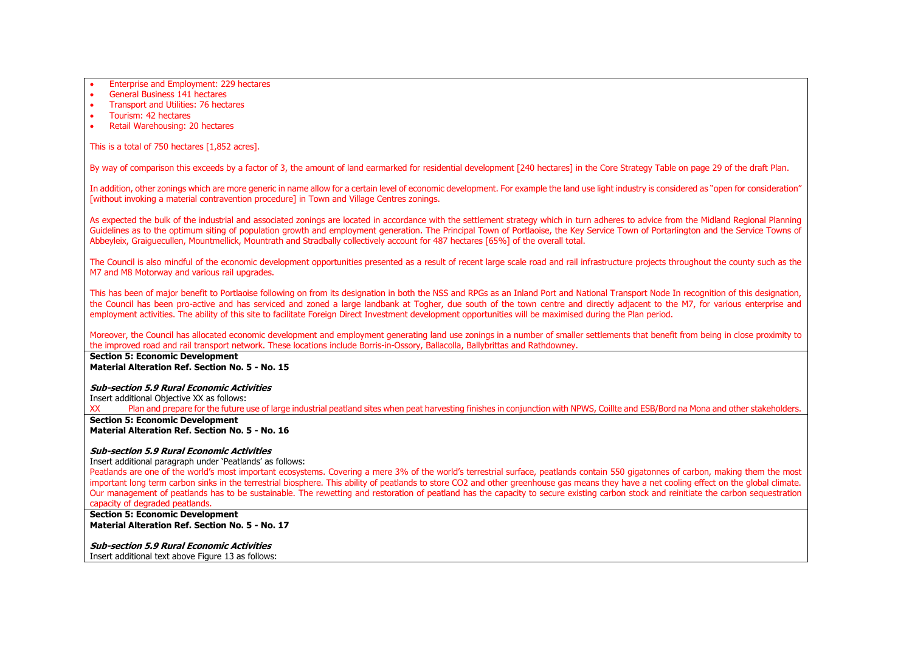- Enterprise and Employment: 229 hectares
- General Business 141 hectares
- Transport and Utilities: 76 hectares
- Tourism: 42 hectares
- Retail Warehousing: 20 hectares

This is a total of 750 hectares [1,852 acres].

By way of comparison this exceeds by a factor of 3, the amount of land earmarked for residential development [240 hectares] in the Core Strategy Table on page 29 of the draft Plan.

In addition, other zonings which are more generic in name allow for a certain level of economic development. For example the land use light industry is considered as "open for consideration" [without invoking a material contravention procedure] in Town and Village Centres zonings.

As expected the bulk of the industrial and associated zonings are located in accordance with the settlement strategy which in turn adheres to advice from the Midland Regional Planning Guidelines as to the optimum siting of population growth and employment generation. The Principal Town of Portlaoise, the Key Service Town of Portarlington and the Service Towns of Abbeyleix, Graiguecullen, Mountmellick, Mountrath and Stradbally collectively account for 487 hectares [65%] of the overall total.

The Council is also mindful of the economic development opportunities presented as a result of recent large scale road and rail infrastructure projects throughout the county such as the M7 and M8 Motorway and various rail upgrades.

This has been of major benefit to Portlaoise following on from its designation in both the NSS and RPGs as an Inland Port and National Transport Node In recognition of this designation, the Council has been pro-active and has serviced and zoned a large landbank at Togher, due south of the town centre and directly adjacent to the M7, for various enterprise and employment activities. The ability of this site to facilitate Foreign Direct Investment development opportunities will be maximised during the Plan period.

Moreover, the Council has allocated economic development and employment generating land use zonings in a number of smaller settlements that benefit from being in close proximity to the improved road and rail transport network. These locations include Borris-in-Ossory, Ballacolla, Ballybrittas and Rathdowney.

**Section 5: Economic Development**
**Material Alteration Ref. Section No. 5 - No. 15**

***Sub-section 5.9 Rural Economic Activities***

Insert additional Objective XX as follows:

XX Plan and prepare for the future use of large industrial peatland sites when peat harvesting finishes in conjunction with NPWS, Coillte and ESB/Bord na Mona and other stakeholders.

**Section 5: Economic Development**
**Material Alteration Ref. Section No. 5 - No. 16**

***Sub-section 5.9 Rural Economic Activities***

Insert additional paragraph under 'Peatlands' as follows:

Peatlands are one of the world's most important ecosystems. Covering a mere 3% of the world's terrestrial surface, peatlands contain 550 gigatonnes of carbon, making them the most important long term carbon sinks in the terrestrial biosphere. This ability of peatlands to store $CO_2$ and other greenhouse gas means they have a net cooling effect on the global climate. Our management of peatlands has to be sustainable. The rewetting and restoration of peatland has the capacity to secure existing carbon stock and reinitiate the carbon sequestration capacity of degraded peatlands.

**Section 5: Economic Development**
**Material Alteration Ref. Section No. 5 - No. 17**

***Sub-section 5.9 Rural Economic Activities***

Insert additional text above Figure 13 as follows: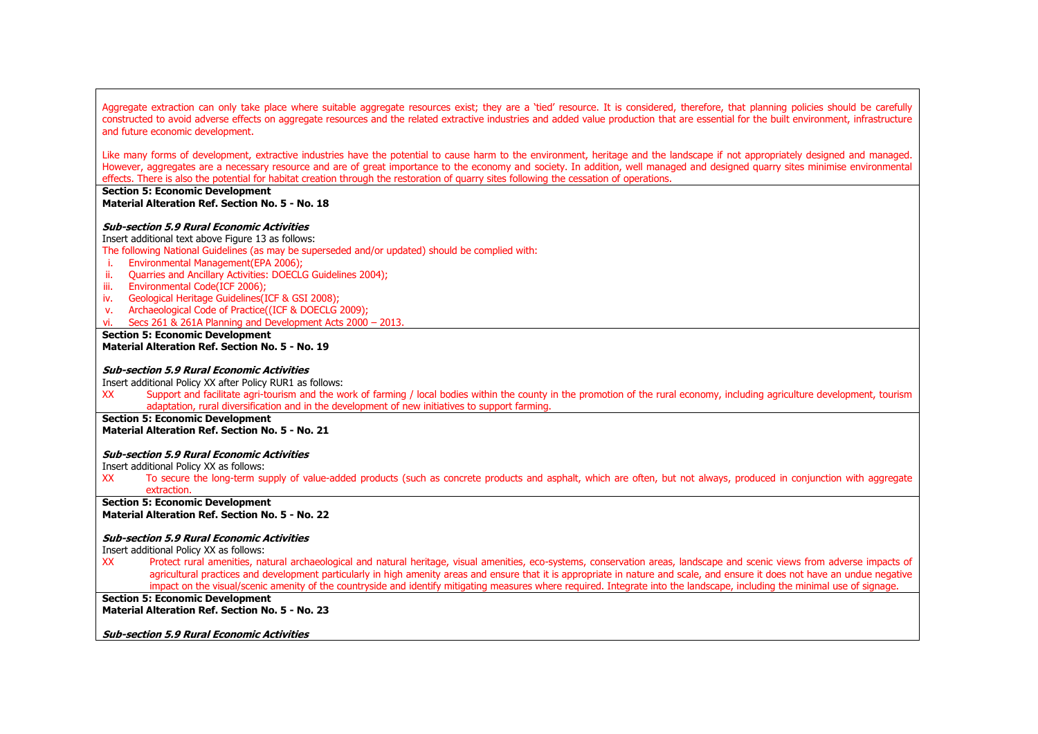Aggregate extraction can only take place where suitable aggregate resources exist; they are a 'tied' resource. It is considered, therefore, that planning policies should be carefully constructed to avoid adverse effects on aggregate resources and the related extractive industries and added value production that are essential for the built environment, infrastructure and future economic development.

Like many forms of development, extractive industries have the potential to cause harm to the environment, heritage and the landscape if not appropriately designed and managed. However, aggregates are a necessary resource and are of great importance to the economy and society. In addition, well managed and designed quarry sites minimise environmental effects. There is also the potential for habitat creation through the restoration of quarry sites following the cessation of operations.

**Section 5: Economic Development**
**Material Alteration Ref. Section No. 5 - No. 18**

***Sub-section 5.9 Rural Economic Activities***

Insert additional text above Figure 13 as follows:

The following National Guidelines (as may be superseded and/or updated) should be complied with:

i. Environmental Management(EPA 2006);
ii. Quarries and Ancillary Activities: DOECLG Guidelines 2004);
iii. Environmental Code(ICF 2006);
iv. Geological Heritage Guidelines(ICF & GSI 2008);
v. Archaeological Code of Practice((ICF & DOECLG 2009);
vi. Secs 261 & 261A Planning and Development Acts 2000 – 2013.

**Section 5: Economic Development**
**Material Alteration Ref. Section No. 5 - No. 19**

***Sub-section 5.9 Rural Economic Activities***

Insert additional Policy XX after Policy RUR1 as follows:

XX Support and facilitate agri-tourism and the work of farming / local bodies within the county in the promotion of the rural economy, including agriculture development, tourism adaptation, rural diversification and in the development of new initiatives to support farming.

**Section 5: Economic Development**
**Material Alteration Ref. Section No. 5 - No. 21**

***Sub-section 5.9 Rural Economic Activities***

Insert additional Policy XX as follows:

XX To secure the long-term supply of value-added products (such as concrete products and asphalt, which are often, but not always, produced in conjunction with aggregate extraction.

**Section 5: Economic Development**
**Material Alteration Ref. Section No. 5 - No. 22**

***Sub-section 5.9 Rural Economic Activities***

Insert additional Policy XX as follows:

XX Protect rural amenities, natural archaeological and natural heritage, visual amenities, eco-systems, conservation areas, landscape and scenic views from adverse impacts of agricultural practices and development particularly in high amenity areas and ensure that it is appropriate in nature and scale, and ensure it does not have an undue negative impact on the visual/scenic amenity of the countryside and identify mitigating measures where required. Integrate into the landscape, including the minimal use of signage.

**Section 5: Economic Development**
**Material Alteration Ref. Section No. 5 - No. 23**

***Sub-section 5.9 Rural Economic Activities***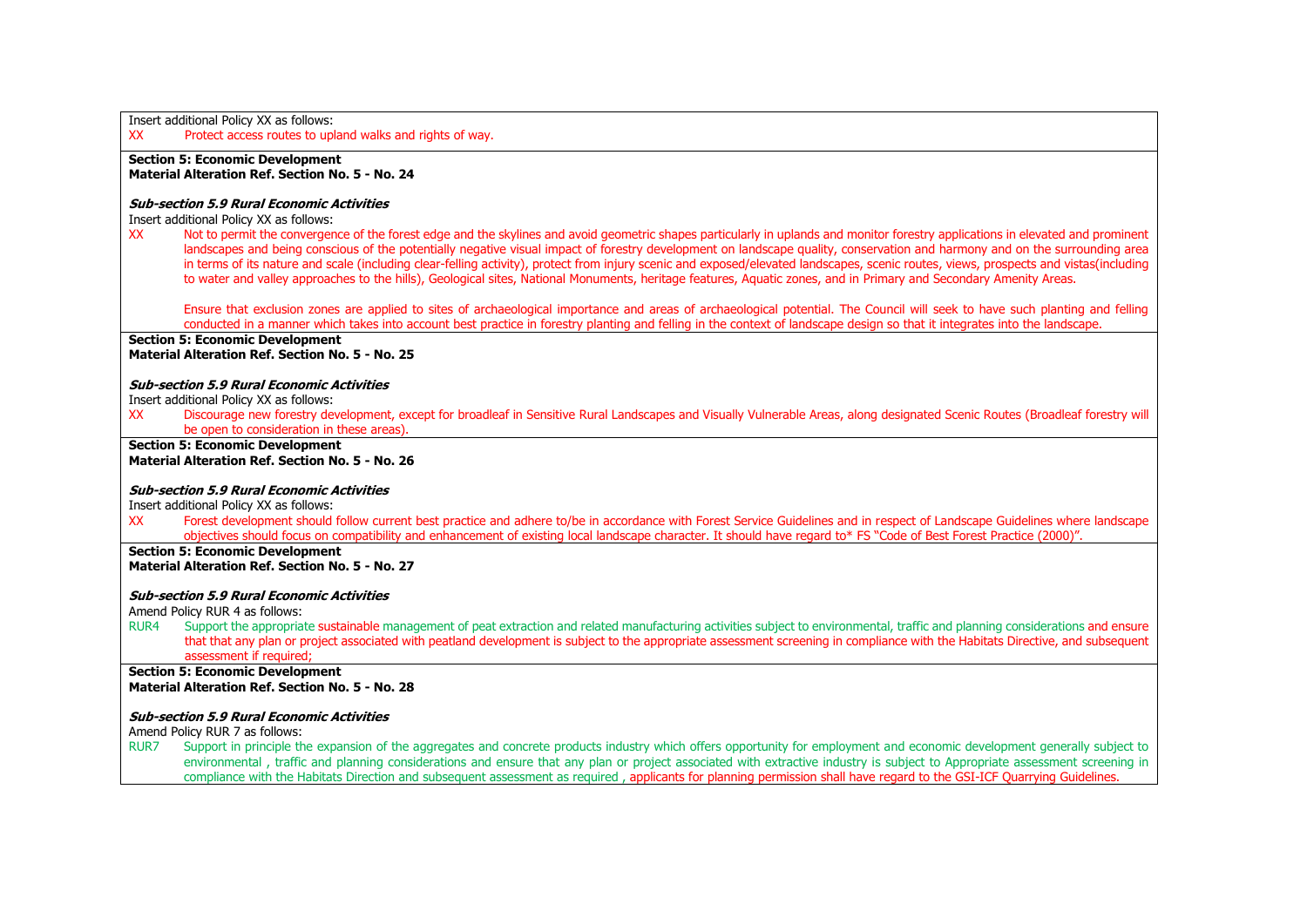Insert additional Policy XX as follows:

XX Protect access routes to upland walks and rights of way.

**Section 5: Economic Development**
**Material Alteration Ref. Section No. 5 - No. 24**

***Sub-section 5.9 Rural Economic Activities***

Insert additional Policy XX as follows:

XX Not to permit the convergence of the forest edge and the skylines and avoid geometric shapes particularly in uplands and monitor forestry applications in elevated and prominent landscapes and being conscious of the potentially negative visual impact of forestry development on landscape quality, conservation and harmony and on the surrounding area in terms of its nature and scale (including clear-felling activity), protect from injury scenic and exposed/elevated landscapes, scenic routes, views, prospects and vistas(including to water and valley approaches to the hills), Geological sites, National Monuments, heritage features, Aquatic zones, and in Primary and Secondary Amenity Areas.

Ensure that exclusion zones are applied to sites of archaeological importance and areas of archaeological potential. The Council will seek to have such planting and felling conducted in a manner which takes into account best practice in forestry planting and felling in the context of landscape design so that it integrates into the landscape.

**Section 5: Economic Development**
**Material Alteration Ref. Section No. 5 - No. 25**

***Sub-section 5.9 Rural Economic Activities***

Insert additional Policy XX as follows:

XX Discourage new forestry development, except for broadleaf in Sensitive Rural Landscapes and Visually Vulnerable Areas, along designated Scenic Routes (Broadleaf forestry will be open to consideration in these areas).

**Section 5: Economic Development**
**Material Alteration Ref. Section No. 5 - No. 26**

***Sub-section 5.9 Rural Economic Activities***

Insert additional Policy XX as follows:

XX Forest development should follow current best practice and adhere to/be in accordance with Forest Service Guidelines and in respect of Landscape Guidelines where landscape objectives should focus on compatibility and enhancement of existing local landscape character. It should have regard to* FS "Code of Best Forest Practice (2000)".

**Section 5: Economic Development**
**Material Alteration Ref. Section No. 5 - No. 27**

***Sub-section 5.9 Rural Economic Activities***

Amend Policy RUR 4 as follows:

RUR4 Support the appropriate sustainable management of peat extraction and related manufacturing activities subject to environmental, traffic and planning considerations and ensure that that any plan or project associated with peatland development is subject to the appropriate assessment screening in compliance with the Habitats Directive, and subsequent assessment if required;

**Section 5: Economic Development**
**Material Alteration Ref. Section No. 5 - No. 28**

***Sub-section 5.9 Rural Economic Activities***

Amend Policy RUR 7 as follows:

RUR7 Support in principle the expansion of the aggregates and concrete products industry which offers opportunity for employment and economic development generally subject to environmental , traffic and planning considerations and ensure that any plan or project associated with extractive industry is subject to Appropriate assessment screening in compliance with the Habitats Direction and subsequent assessment as required , applicants for planning permission shall have regard to the GSI-ICF Quarrying Guidelines.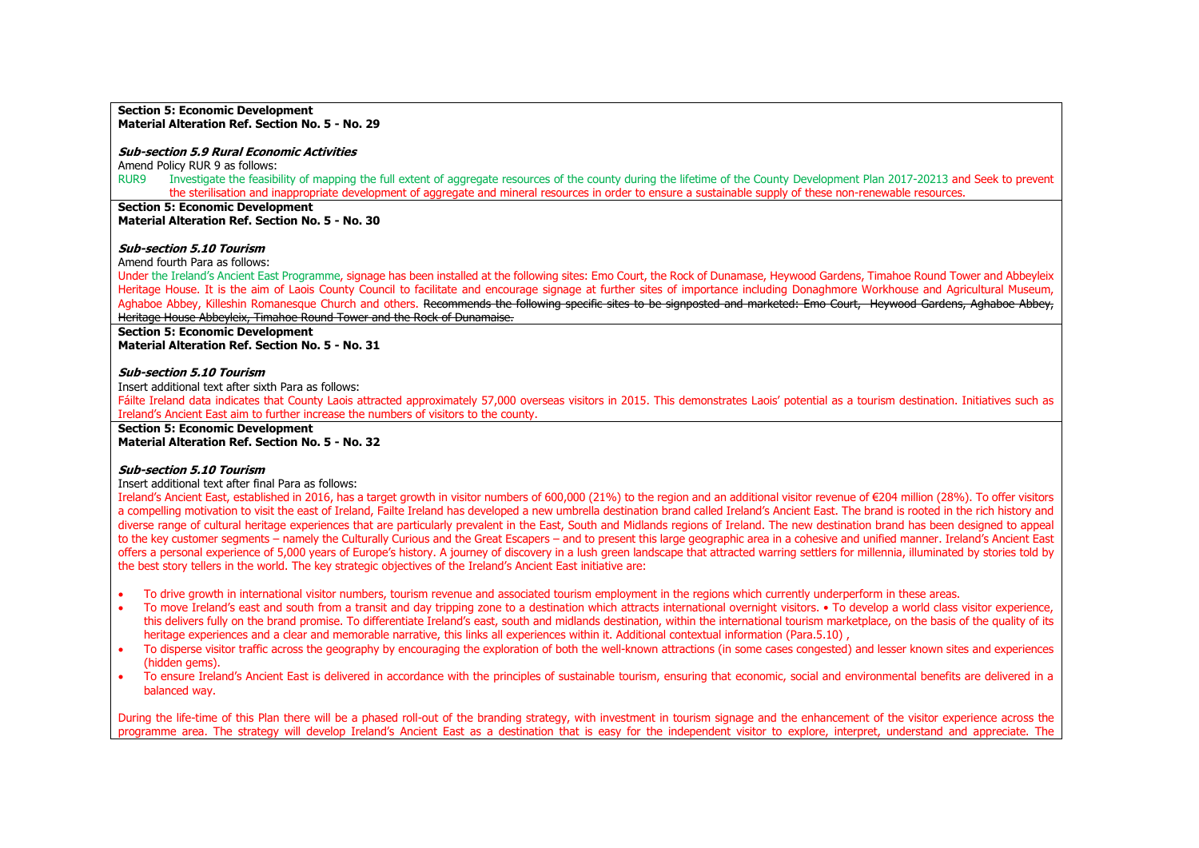**Section 5: Economic Development**
**Material Alteration Ref. Section No. 5 - No. 29**

***Sub-section 5.9 Rural Economic Activities***

Amend Policy RUR 9 as follows:

RUR9 Investigate the feasibility of mapping the full extent of aggregate resources of the county during the lifetime of the County Development Plan 2017-20213 and Seek to prevent the sterilisation and inappropriate development of aggregate and mineral resources in order to ensure a sustainable supply of these non-renewable resources.

**Section 5: Economic Development**
**Material Alteration Ref. Section No. 5 - No. 30**

***Sub-section 5.10 Tourism***

Amend fourth Para as follows:

Under the Ireland's Ancient East Programme, signage has been installed at the following sites: Emo Court, the Rock of Dunamase, Heywood Gardens, Timahoe Round Tower and Abbeyleix Heritage House. It is the aim of Laois County Council to facilitate and encourage signage at further sites of importance including Donaghmore Workhouse and Agricultural Museum, Aghaboe Abbey, Killeshin Romanesque Church and others. ~~Recommends the following specific sites to be signposted and marketed: Emo Court, Heywood Gardens, Aghaboe Abbey, Heritage House Abbeyleix, Timahoe Round Tower and the Rock of Dunamaise.~~

**Section 5: Economic Development**
**Material Alteration Ref. Section No. 5 - No. 31**

***Sub-section 5.10 Tourism***

Insert additional text after sixth Para as follows:

Fáilte Ireland data indicates that County Laois attracted approximately 57,000 overseas visitors in 2015. This demonstrates Laois' potential as a tourism destination. Initiatives such as Ireland's Ancient East aim to further increase the numbers of visitors to the county.

**Section 5: Economic Development**
**Material Alteration Ref. Section No. 5 - No. 32**

***Sub-section 5.10 Tourism***

Insert additional text after final Para as follows:

Ireland's Ancient East, established in 2016, has a target growth in visitor numbers of 600,000 (21%) to the region and an additional visitor revenue of €204 million (28%). To offer visitors a compelling motivation to visit the east of Ireland, Failte Ireland has developed a new umbrella destination brand called Ireland's Ancient East. The brand is rooted in the rich history and diverse range of cultural heritage experiences that are particularly prevalent in the East, South and Midlands regions of Ireland. The new destination brand has been designed to appeal to the key customer segments – namely the Culturally Curious and the Great Escapers – and to present this large geographic area in a cohesive and unified manner. Ireland's Ancient East offers a personal experience of 5,000 years of Europe's history. A journey of discovery in a lush green landscape that attracted warring settlers for millennia, illuminated by stories told by the best story tellers in the world. The key strategic objectives of the Ireland's Ancient East initiative are:

- To drive growth in international visitor numbers, tourism revenue and associated tourism employment in the regions which currently underperform in these areas.
- To move Ireland's east and south from a transit and day tripping zone to a destination which attracts international overnight visitors. • To develop a world class visitor experience, this delivers fully on the brand promise. To differentiate Ireland's east, south and midlands destination, within the international tourism marketplace, on the basis of the quality of its heritage experiences and a clear and memorable narrative, this links all experiences within it. Additional contextual information (Para.5.10) ,
- To disperse visitor traffic across the geography by encouraging the exploration of both the well-known attractions (in some cases congested) and lesser known sites and experiences (hidden gems).
- To ensure Ireland's Ancient East is delivered in accordance with the principles of sustainable tourism, ensuring that economic, social and environmental benefits are delivered in a balanced way.

During the life-time of this Plan there will be a phased roll-out of the branding strategy, with investment in tourism signage and the enhancement of the visitor experience across the programme area. The strategy will develop Ireland's Ancient East as a destination that is easy for the independent visitor to explore, interpret, understand and appreciate. The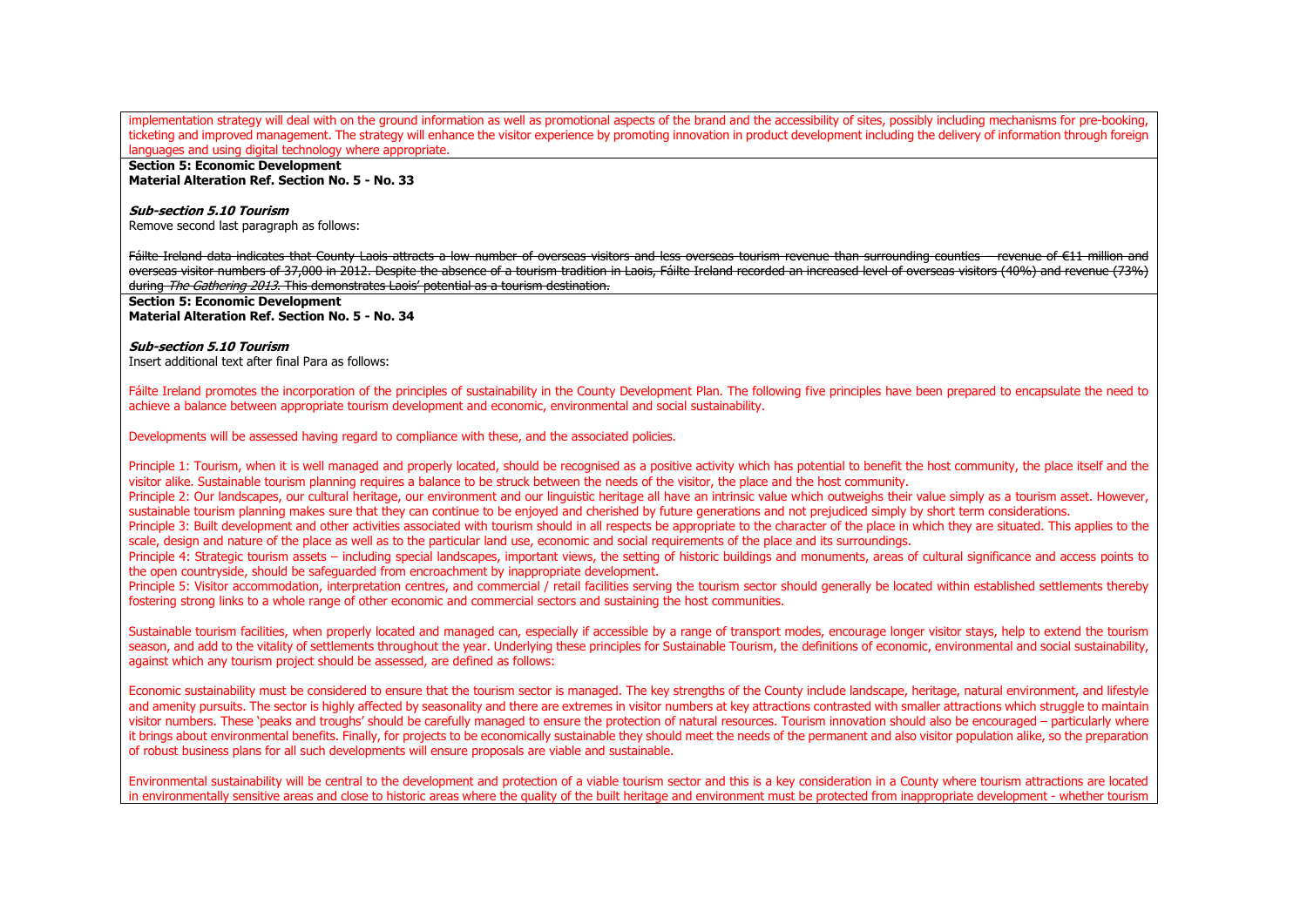implementation strategy will deal with on the ground information as well as promotional aspects of the brand and the accessibility of sites, possibly including mechanisms for pre-booking, ticketing and improved management. The strategy will enhance the visitor experience by promoting innovation in product development including the delivery of information through foreign languages and using digital technology where appropriate.

**Section 5: Economic Development**
**Material Alteration Ref. Section No. 5 - No. 33**

***Sub-section 5.10 Tourism***
Remove second last paragraph as follows:

~~Fáilte Ireland data indicates that County Laois attracts a low number of overseas visitors and less overseas tourism revenue than surrounding counties – revenue of €11 million and overseas visitor numbers of 37,000 in 2012. Despite the absence of a tourism tradition in Laois, Fáilte Ireland recorded an increased level of overseas visitors (40%) and revenue (73%) during *The Gathering 2013*. This demonstrates Laois' potential as a tourism destination.~~

**Section 5: Economic Development**
**Material Alteration Ref. Section No. 5 - No. 34**

***Sub-section 5.10 Tourism***
Insert additional text after final Para as follows:

Fáilte Ireland promotes the incorporation of the principles of sustainability in the County Development Plan. The following five principles have been prepared to encapsulate the need to achieve a balance between appropriate tourism development and economic, environmental and social sustainability.

Developments will be assessed having regard to compliance with these, and the associated policies.

Principle 1: Tourism, when it is well managed and properly located, should be recognised as a positive activity which has potential to benefit the host community, the place itself and the visitor alike. Sustainable tourism planning requires a balance to be struck between the needs of the visitor, the place and the host community.
Principle 2: Our landscapes, our cultural heritage, our environment and our linguistic heritage all have an intrinsic value which outweighs their value simply as a tourism asset. However, sustainable tourism planning makes sure that they can continue to be enjoyed and cherished by future generations and not prejudiced simply by short term considerations.
Principle 3: Built development and other activities associated with tourism should in all respects be appropriate to the character of the place in which they are situated. This applies to the scale, design and nature of the place as well as to the particular land use, economic and social requirements of the place and its surroundings.
Principle 4: Strategic tourism assets – including special landscapes, important views, the setting of historic buildings and monuments, areas of cultural significance and access points to the open countryside, should be safeguarded from encroachment by inappropriate development.
Principle 5: Visitor accommodation, interpretation centres, and commercial / retail facilities serving the tourism sector should generally be located within established settlements thereby fostering strong links to a whole range of other economic and commercial sectors and sustaining the host communities.

Sustainable tourism facilities, when properly located and managed can, especially if accessible by a range of transport modes, encourage longer visitor stays, help to extend the tourism season, and add to the vitality of settlements throughout the year. Underlying these principles for Sustainable Tourism, the definitions of economic, environmental and social sustainability, against which any tourism project should be assessed, are defined as follows:

Economic sustainability must be considered to ensure that the tourism sector is managed. The key strengths of the County include landscape, heritage, natural environment, and lifestyle and amenity pursuits. The sector is highly affected by seasonality and there are extremes in visitor numbers at key attractions contrasted with smaller attractions which struggle to maintain visitor numbers. These 'peaks and troughs' should be carefully managed to ensure the protection of natural resources. Tourism innovation should also be encouraged – particularly where it brings about environmental benefits. Finally, for projects to be economically sustainable they should meet the needs of the permanent and also visitor population alike, so the preparation of robust business plans for all such developments will ensure proposals are viable and sustainable.

Environmental sustainability will be central to the development and protection of a viable tourism sector and this is a key consideration in a County where tourism attractions are located in environmentally sensitive areas and close to historic areas where the quality of the built heritage and environment must be protected from inappropriate development - whether tourism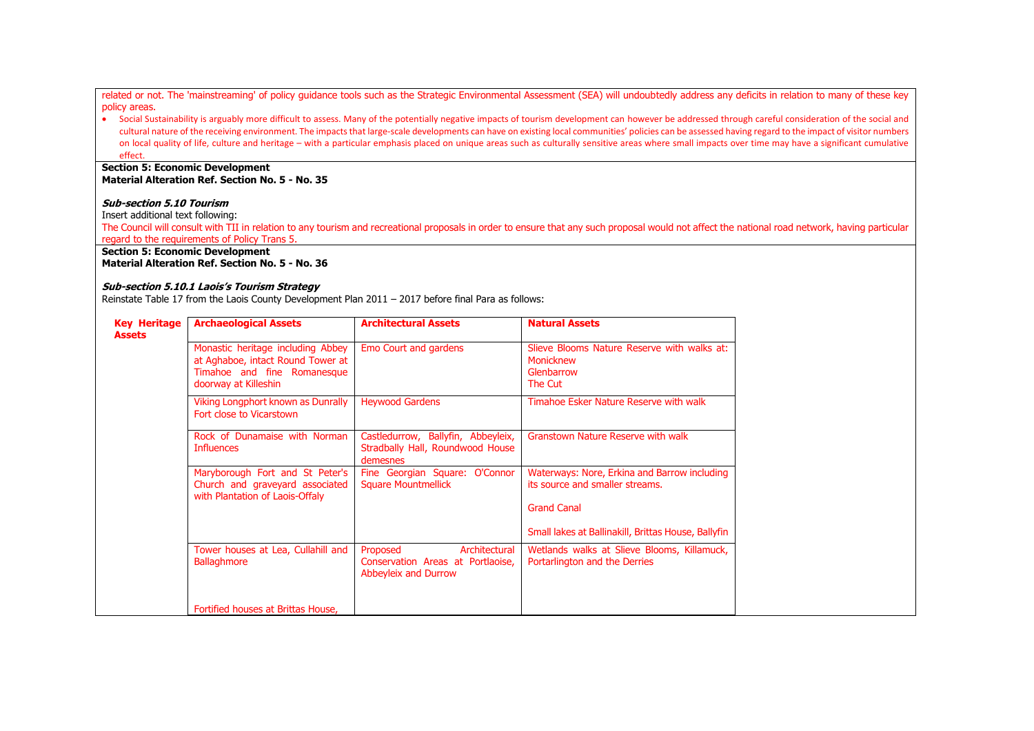related or not. The 'mainstreaming' of policy guidance tools such as the Strategic Environmental Assessment (SEA) will undoubtedly address any deficits in relation to many of these key policy areas.

- Social Sustainability is arguably more difficult to assess. Many of the potentially negative impacts of tourism development can however be addressed through careful consideration of the social and cultural nature of the receiving environment. The impacts that large-scale developments can have on existing local communities' policies can be assessed having regard to the impact of visitor numbers on local quality of life, culture and heritage – with a particular emphasis placed on unique areas such as culturally sensitive areas where small impacts over time may have a significant cumulative effect.

**Section 5: Economic Development**
**Material Alteration Ref. Section No. 5 - No. 35**

***Sub-section 5.10 Tourism***

Insert additional text following:

The Council will consult with TII in relation to any tourism and recreational proposals in order to ensure that any such proposal would not affect the national road network, having particular regard to the requirements of Policy Trans 5.

**Section 5: Economic Development**
**Material Alteration Ref. Section No. 5 - No. 36**

***Sub-section 5.10.1 Laois's Tourism Strategy***

Reinstate Table 17 from the Laois County Development Plan 2011 – 2017 before final Para as follows:

| Key Heritage Assets | Archaeological Assets | Architectural Assets | Natural Assets |
|---|---|---|---|
| | Monastic heritage including Abbey at Aghaboe, intact Round Tower at Timahoe and fine Romanesque doorway at Killeshin | Emo Court and gardens | Slieve Blooms Nature Reserve with walks at: Monicknew Glenbarrow The Cut |
| | Viking Longphort known as Dunrally Fort close to Vicarstown | Heywood Gardens | Timahoe Esker Nature Reserve with walk |
| | Rock of Dunamaise with Norman Influences | Castledurrow, Ballyfin, Abbeyleix, Stradbally Hall, Roundwood House demesnes | Granstown Nature Reserve with walk |
| | Maryborough Fort and St Peter's Church and graveyard associated with Plantation of Laois-Offaly | Fine Georgian Square: O'Connor Square Mountmellick | Waterways: Nore, Erkina and Barrow including its source and smaller streams. Grand Canal Small lakes at Ballinakill, Brittas House, Ballyfin |
| | Tower houses at Lea, Cullahill and Ballaghmore Fortified houses at Brittas House, | Proposed Architectural Conservation Areas at Portlaoise, Abbeyleix and Durrow | Wetlands walks at Slieve Blooms, Killamuck, Portarlington and the Derries |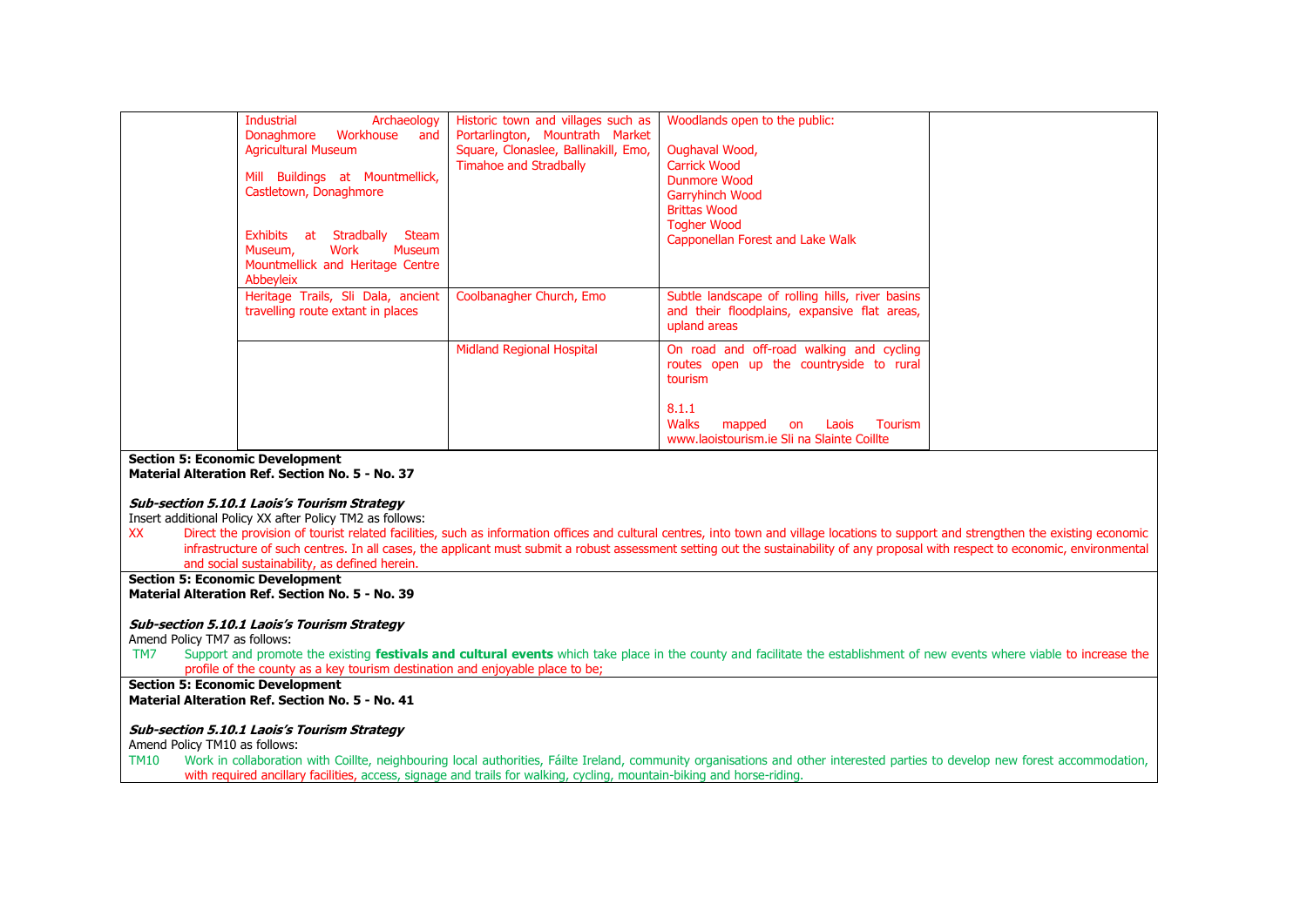| | | | | |
|---|---|---|---|---|
| | Industrial Archaeology Donaghmore Workhouse and Agricultural Museum<br><br>Mill Buildings at Mountmellick, Castletown, Donaghmore<br><br>Exhibits at Stradbally Steam Museum, Work Museum Mountmellick and Heritage Centre Abbeyleix | Historic town and villages such as Portarlington, Mountrath Market Square, Clonaslee, Ballinakill, Emo, Timahoe and Stradbally | Woodlands open to the public:<br><br>Oughaval Wood,<br>Carrick Wood<br>Dunmore Wood<br>Garryhinch Wood<br>Brittas Wood<br>Togher Wood<br>Capponellan Forest and Lake Walk | |
| | Heritage Trails, Sli Dala, ancient travelling route extant in places | Coolbanagher Church, Emo | Subtle landscape of rolling hills, river basins and their floodplains, expansive flat areas, upland areas | |
| | | Midland Regional Hospital | On road and off-road walking and cycling routes open up the countryside to rural tourism<br><br>8.1.1<br>Walks mapped on Laois Tourism www.laoistourism.ie Sli na Slainte Coillte | |

**Section 5: Economic Development**
**Material Alteration Ref. Section No. 5 - No. 37**

***Sub-section 5.10.1 Laois's Tourism Strategy***

Insert additional Policy XX after Policy TM2 as follows:

XX Direct the provision of tourist related facilities, such as information offices and cultural centres, into town and village locations to support and strengthen the existing economic infrastructure of such centres. In all cases, the applicant must submit a robust assessment setting out the sustainability of any proposal with respect to economic, environmental and social sustainability, as defined herein.

**Section 5: Economic Development**
**Material Alteration Ref. Section No. 5 - No. 39**

***Sub-section 5.10.1 Laois's Tourism Strategy***

Amend Policy TM7 as follows:

TM7 Support and promote the existing **festivals and cultural events** which take place in the county and facilitate the establishment of new events where viable to increase the profile of the county as a key tourism destination and enjoyable place to be;

**Section 5: Economic Development**
**Material Alteration Ref. Section No. 5 - No. 41**

***Sub-section 5.10.1 Laois's Tourism Strategy***

Amend Policy TM10 as follows:

TM10 Work in collaboration with Coillte, neighbouring local authorities, Fáilte Ireland, community organisations and other interested parties to develop new forest accommodation, with required ancillary facilities, access, signage and trails for walking, cycling, mountain-biking and horse-riding.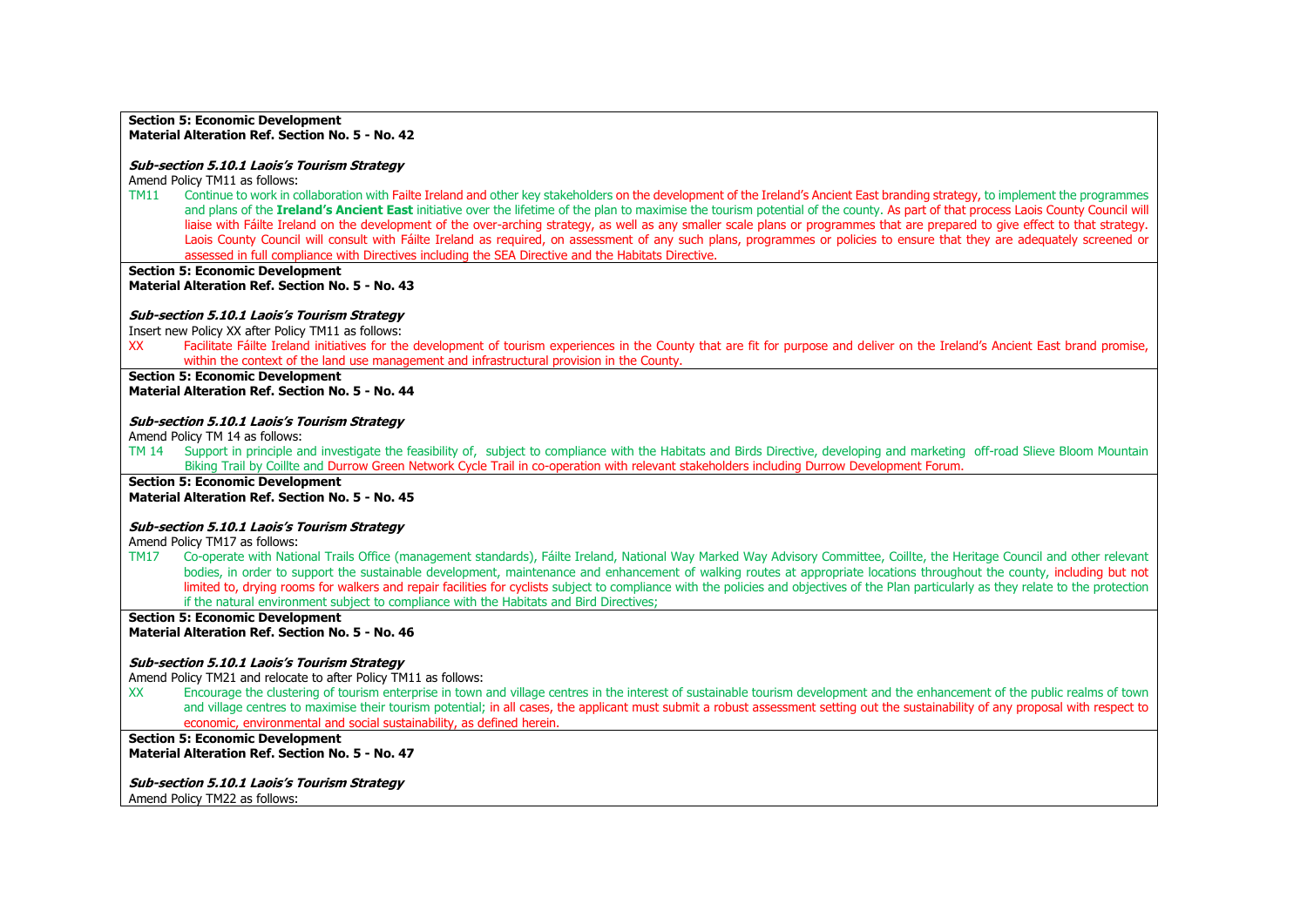**Section 5: Economic Development**
**Material Alteration Ref. Section No. 5 - No. 42**

***Sub-section 5.10.1 Laois's Tourism Strategy***

Amend Policy TM11 as follows:

TM11 Continue to work in collaboration with Failte Ireland and other key stakeholders on the development of the Ireland's Ancient East branding strategy, to implement the programmes and plans of the **Ireland's Ancient East** initiative over the lifetime of the plan to maximise the tourism potential of the county. As part of that process Laois County Council will liaise with Fáilte Ireland on the development of the over-arching strategy, as well as any smaller scale plans or programmes that are prepared to give effect to that strategy. Laois County Council will consult with Fáilte Ireland as required, on assessment of any such plans, programmes or policies to ensure that they are adequately screened or assessed in full compliance with Directives including the SEA Directive and the Habitats Directive.

**Section 5: Economic Development**
**Material Alteration Ref. Section No. 5 - No. 43**

***Sub-section 5.10.1 Laois's Tourism Strategy***

Insert new Policy XX after Policy TM11 as follows:

XX Facilitate Fáilte Ireland initiatives for the development of tourism experiences in the County that are fit for purpose and deliver on the Ireland's Ancient East brand promise, within the context of the land use management and infrastructural provision in the County.

**Section 5: Economic Development**
**Material Alteration Ref. Section No. 5 - No. 44**

***Sub-section 5.10.1 Laois's Tourism Strategy***

Amend Policy TM 14 as follows:

TM 14 Support in principle and investigate the feasibility of, subject to compliance with the Habitats and Birds Directive, developing and marketing off-road Slieve Bloom Mountain Biking Trail by Coillte and Durrow Green Network Cycle Trail in co-operation with relevant stakeholders including Durrow Development Forum.

**Section 5: Economic Development**
**Material Alteration Ref. Section No. 5 - No. 45**

***Sub-section 5.10.1 Laois's Tourism Strategy***

Amend Policy TM17 as follows:

TM17 Co-operate with National Trails Office (management standards), Fáilte Ireland, National Way Marked Way Advisory Committee, Coillte, the Heritage Council and other relevant bodies, in order to support the sustainable development, maintenance and enhancement of walking routes at appropriate locations throughout the county, including but not limited to, drying rooms for walkers and repair facilities for cyclists subject to compliance with the policies and objectives of the Plan particularly as they relate to the protection if the natural environment subject to compliance with the Habitats and Bird Directives;

**Section 5: Economic Development**
**Material Alteration Ref. Section No. 5 - No. 46**

***Sub-section 5.10.1 Laois's Tourism Strategy***

Amend Policy TM21 and relocate to after Policy TM11 as follows:

XX Encourage the clustering of tourism enterprise in town and village centres in the interest of sustainable tourism development and the enhancement of the public realms of town and village centres to maximise their tourism potential; in all cases, the applicant must submit a robust assessment setting out the sustainability of any proposal with respect to economic, environmental and social sustainability, as defined herein.

**Section 5: Economic Development**
**Material Alteration Ref. Section No. 5 - No. 47**

***Sub-section 5.10.1 Laois's Tourism Strategy***

Amend Policy TM22 as follows: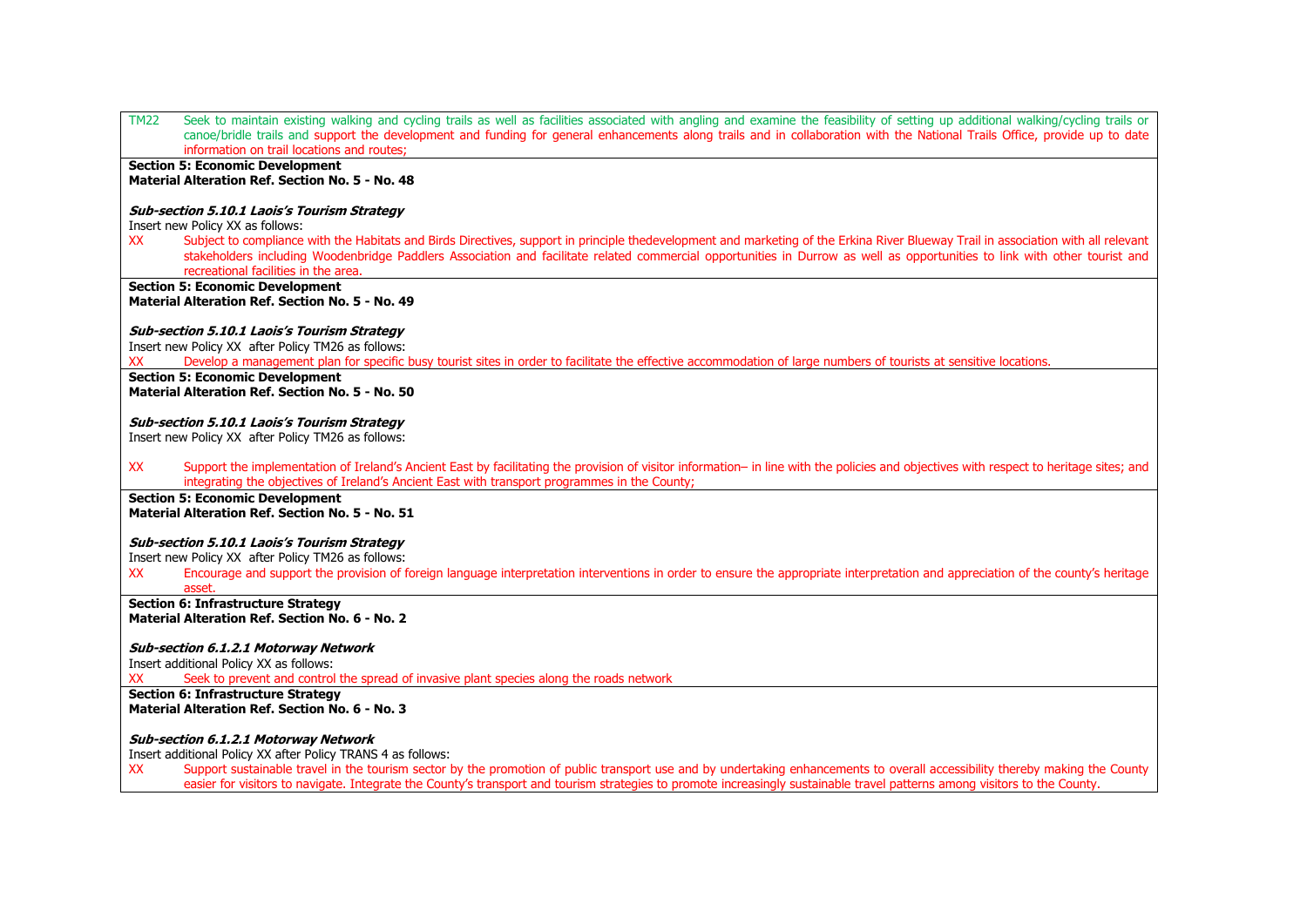TM22 Seek to maintain existing walking and cycling trails as well as facilities associated with angling and examine the feasibility of setting up additional walking/cycling trails or canoe/bridle trails and support the development and funding for general enhancements along trails and in collaboration with the National Trails Office, provide up to date information on trail locations and routes;

**Section 5: Economic Development**
**Material Alteration Ref. Section No. 5 - No. 48**

***Sub-section 5.10.1 Laois's Tourism Strategy***

Insert new Policy XX as follows:

XX Subject to compliance with the Habitats and Birds Directives, support in principle thedevelopment and marketing of the Erkina River Blueway Trail in association with all relevant stakeholders including Woodenbridge Paddlers Association and facilitate related commercial opportunities in Durrow as well as opportunities to link with other tourist and recreational facilities in the area.

**Section 5: Economic Development**
**Material Alteration Ref. Section No. 5 - No. 49**

***Sub-section 5.10.1 Laois's Tourism Strategy***

Insert new Policy XX after Policy TM26 as follows:

XX Develop a management plan for specific busy tourist sites in order to facilitate the effective accommodation of large numbers of tourists at sensitive locations.

**Section 5: Economic Development**
**Material Alteration Ref. Section No. 5 - No. 50**

***Sub-section 5.10.1 Laois's Tourism Strategy***

Insert new Policy XX after Policy TM26 as follows:

XX Support the implementation of Ireland's Ancient East by facilitating the provision of visitor information– in line with the policies and objectives with respect to heritage sites; and integrating the objectives of Ireland's Ancient East with transport programmes in the County;

**Section 5: Economic Development**
**Material Alteration Ref. Section No. 5 - No. 51**

***Sub-section 5.10.1 Laois's Tourism Strategy***

Insert new Policy XX after Policy TM26 as follows:

XX Encourage and support the provision of foreign language interpretation interventions in order to ensure the appropriate interpretation and appreciation of the county's heritage asset.

**Section 6: Infrastructure Strategy**
**Material Alteration Ref. Section No. 6 - No. 2**

***Sub-section 6.1.2.1 Motorway Network***

Insert additional Policy XX as follows:

XX Seek to prevent and control the spread of invasive plant species along the roads network

**Section 6: Infrastructure Strategy**
**Material Alteration Ref. Section No. 6 - No. 3**

***Sub-section 6.1.2.1 Motorway Network***

Insert additional Policy XX after Policy TRANS 4 as follows:

XX Support sustainable travel in the tourism sector by the promotion of public transport use and by undertaking enhancements to overall accessibility thereby making the County easier for visitors to navigate. Integrate the County's transport and tourism strategies to promote increasingly sustainable travel patterns among visitors to the County.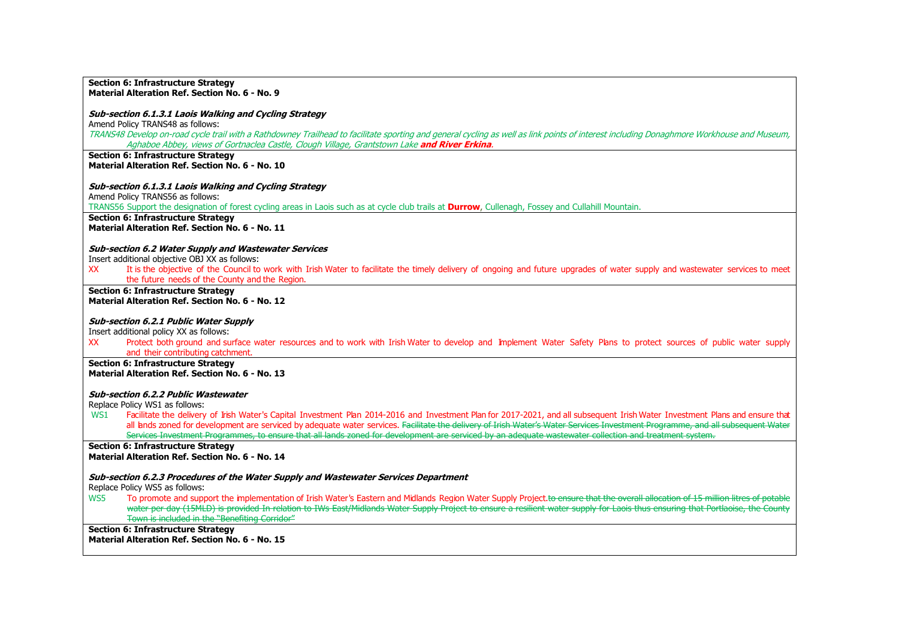**Section 6: Infrastructure Strategy**
**Material Alteration Ref. Section No. 6 - No. 9**

***Sub-section 6.1.3.1 Laois Walking and Cycling Strategy***

Amend Policy TRANS48 as follows:

*TRANS48 Develop on-road cycle trail with a Rathdowney Trailhead to facilitate sporting and general cycling as well as link points of interest including Donaghmore Workhouse and Museum, Aghaboe Abbey, views of Gortnaclea Castle, Clough Village, Grantstown Lake* ***and River Erkina****.*

**Section 6: Infrastructure Strategy**
**Material Alteration Ref. Section No. 6 - No. 10**

***Sub-section 6.1.3.1 Laois Walking and Cycling Strategy***

Amend Policy TRANS56 as follows:

TRANS56 Support the designation of forest cycling areas in Laois such as at cycle club trails at **Durrow**, Cullenagh, Fossey and Cullahill Mountain.

**Section 6: Infrastructure Strategy**
**Material Alteration Ref. Section No. 6 - No. 11**

***Sub-section 6.2 Water Supply and Wastewater Services***

Insert additional objective OBJ XX as follows:

XX It is the objective of the Council to work with Irish Water to facilitate the timely delivery of ongoing and future upgrades of water supply and wastewater services to meet the future needs of the County and the Region.

**Section 6: Infrastructure Strategy**
**Material Alteration Ref. Section No. 6 - No. 12**

***Sub-section 6.2.1 Public Water Supply***

Insert additional policy XX as follows:

XX Protect both ground and surface water resources and to work with Irish Water to develop and Implement Water Safety Plans to protect sources of public water supply and their contributing catchment.

**Section 6: Infrastructure Strategy**
**Material Alteration Ref. Section No. 6 - No. 13**

***Sub-section 6.2.2 Public Wastewater***

Replace Policy WS1 as follows:

WS1 Facilitate the delivery of Irish Water's Capital Investment Plan 2014-2016 and Investment Plan for 2017-2021, and all subsequent Irish Water Investment Plans and ensure that all lands zoned for development are serviced by adequate water services. ~~Facilitate the delivery of Irish Water's Water Services Investment Programme, and all subsequent Water Services Investment Programmes, to ensure that all lands zoned for development are serviced by an adequate wastewater collection and treatment system.~~

**Section 6: Infrastructure Strategy**
**Material Alteration Ref. Section No. 6 - No. 14**

***Sub-section 6.2.3 Procedures of the Water Supply and Wastewater Services Department***

Replace Policy WS5 as follows:

WS5 To promote and support the implementation of Irish Water's Eastern and Midlands Region Water Supply Project.~~to ensure that the overall allocation of 15 million litres of potable water per day (15MLD) is provided In relation to IWs East/Midlands Water Supply Project to ensure a resilient water supply for Laois thus ensuring that Portlaoise, the County Town is included in the "Benefiting Corridor"~~

**Section 6: Infrastructure Strategy**
**Material Alteration Ref. Section No. 6 - No. 15**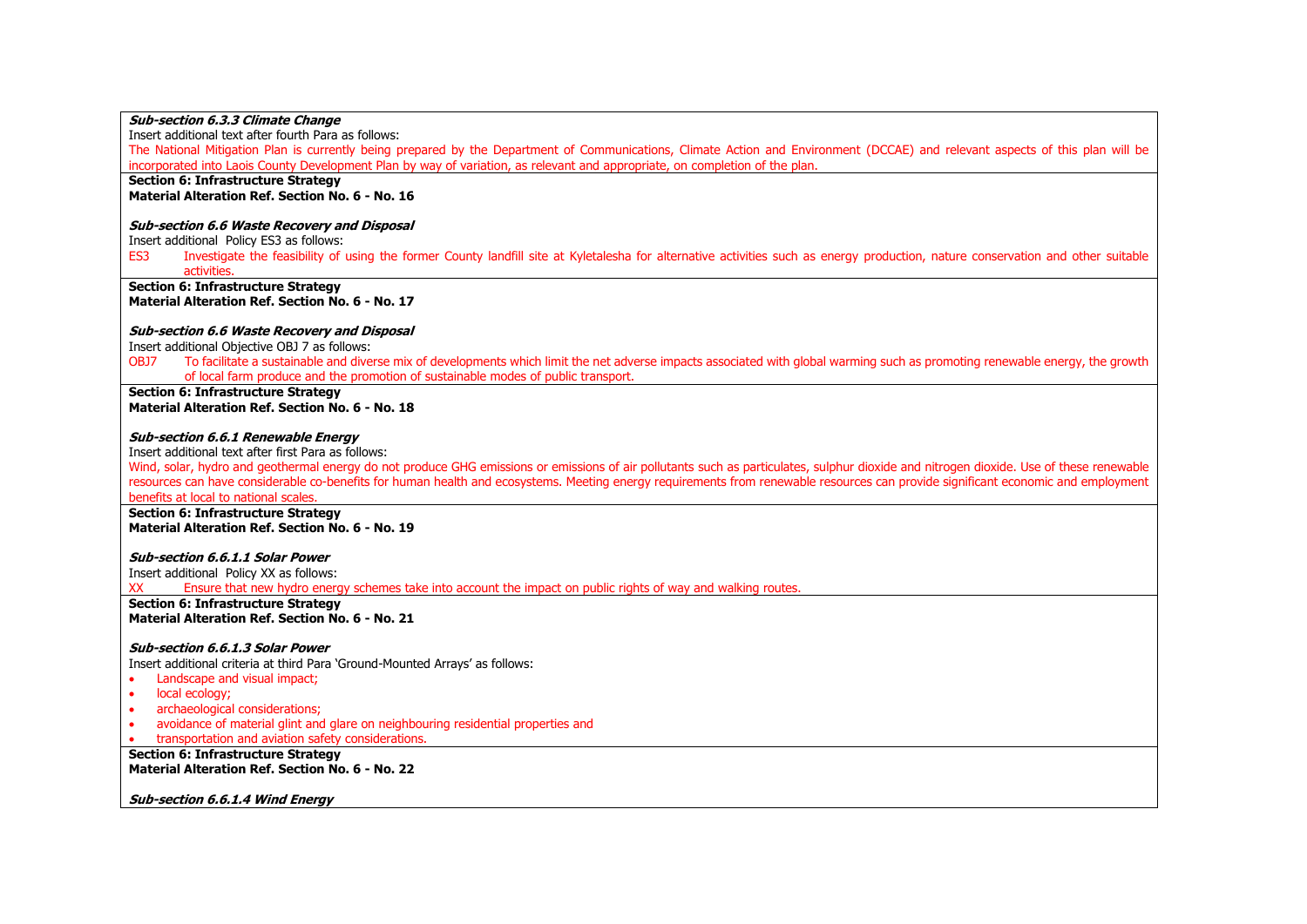***Sub-section 6.3.3 Climate Change***

Insert additional text after fourth Para as follows:

The National Mitigation Plan is currently being prepared by the Department of Communications, Climate Action and Environment (DCCAE) and relevant aspects of this plan will be incorporated into Laois County Development Plan by way of variation, as relevant and appropriate, on completion of the plan.

**Section 6: Infrastructure Strategy**

**Material Alteration Ref. Section No. 6 - No. 16**

***Sub-section 6.6 Waste Recovery and Disposal***

Insert additional Policy ES3 as follows:

ES3 Investigate the feasibility of using the former County landfill site at Kyletalesha for alternative activities such as energy production, nature conservation and other suitable activities.

**Section 6: Infrastructure Strategy**

**Material Alteration Ref. Section No. 6 - No. 17**

***Sub-section 6.6 Waste Recovery and Disposal***

Insert additional Objective OBJ 7 as follows:

OBJ7 To facilitate a sustainable and diverse mix of developments which limit the net adverse impacts associated with global warming such as promoting renewable energy, the growth of local farm produce and the promotion of sustainable modes of public transport.

**Section 6: Infrastructure Strategy**

**Material Alteration Ref. Section No. 6 - No. 18**

***Sub-section 6.6.1 Renewable Energy***

Insert additional text after first Para as follows:

Wind, solar, hydro and geothermal energy do not produce GHG emissions or emissions of air pollutants such as particulates, sulphur dioxide and nitrogen dioxide. Use of these renewable resources can have considerable co-benefits for human health and ecosystems. Meeting energy requirements from renewable resources can provide significant economic and employment benefits at local to national scales.

**Section 6: Infrastructure Strategy**

**Material Alteration Ref. Section No. 6 - No. 19**

***Sub-section 6.6.1.1 Solar Power***

Insert additional Policy XX as follows:

XX Ensure that new hydro energy schemes take into account the impact on public rights of way and walking routes.

**Section 6: Infrastructure Strategy**

**Material Alteration Ref. Section No. 6 - No. 21**

***Sub-section 6.6.1.3 Solar Power***

Insert additional criteria at third Para 'Ground-Mounted Arrays' as follows:

- Landscape and visual impact;
- local ecology;
- archaeological considerations;
- avoidance of material glint and glare on neighbouring residential properties and
- transportation and aviation safety considerations.

**Section 6: Infrastructure Strategy**

**Material Alteration Ref. Section No. 6 - No. 22**

***Sub-section 6.6.1.4 Wind Energy***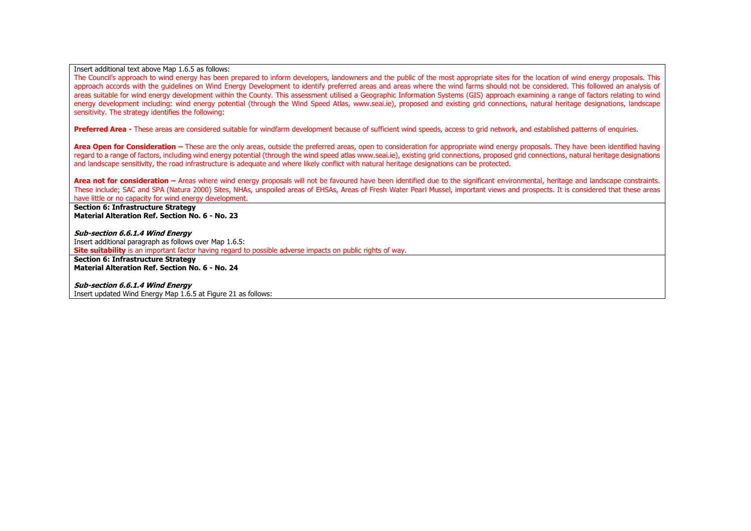Insert additional text above Map 1.6.5 as follows:

The Council's approach to wind energy has been prepared to inform developers, landowners and the public of the most appropriate sites for the location of wind energy proposals. This approach accords with the guidelines on Wind Energy Development to identify preferred areas and areas where the wind farms should not be considered. This followed an analysis of areas suitable for wind energy development within the County. This assessment utilised a Geographic Information Systems (GIS) approach examining a range of factors relating to wind energy development including: wind energy potential (through the Wind Speed Atlas, www.seai.ie), proposed and existing grid connections, natural heritage designations, landscape sensitivity. The strategy identifies the following:

**Preferred Area -** These areas are considered suitable for windfarm development because of sufficient wind speeds, access to grid network, and established patterns of enquiries.

**Area Open for Consideration –** These are the only areas, outside the preferred areas, open to consideration for appropriate wind energy proposals. They have been identified having regard to a range of factors, including wind energy potential (through the wind speed atlas www.seai.ie), existing grid connections, proposed grid connections, natural heritage designations and landscape sensitivity, the road infrastructure is adequate and where likely conflict with natural heritage designations can be protected.

**Area not for consideration –** Areas where wind energy proposals will not be favoured have been identified due to the significant environmental, heritage and landscape constraints. These include; SAC and SPA (Natura 2000) Sites, NHAs, unspoiled areas of EHSAs, Areas of Fresh Water Pearl Mussel, important views and prospects. It is considered that these areas have little or no capacity for wind energy development.

**Section 6: Infrastructure Strategy**
**Material Alteration Ref. Section No. 6 - No. 23**

***Sub-section 6.6.1.4 Wind Energy***

Insert additional paragraph as follows over Map 1.6.5:

**Site suitability** is an important factor having regard to possible adverse impacts on public rights of way.

**Section 6: Infrastructure Strategy**
**Material Alteration Ref. Section No. 6 - No. 24**

***Sub-section 6.6.1.4 Wind Energy***

Insert updated Wind Energy Map 1.6.5 at Figure 21 as follows: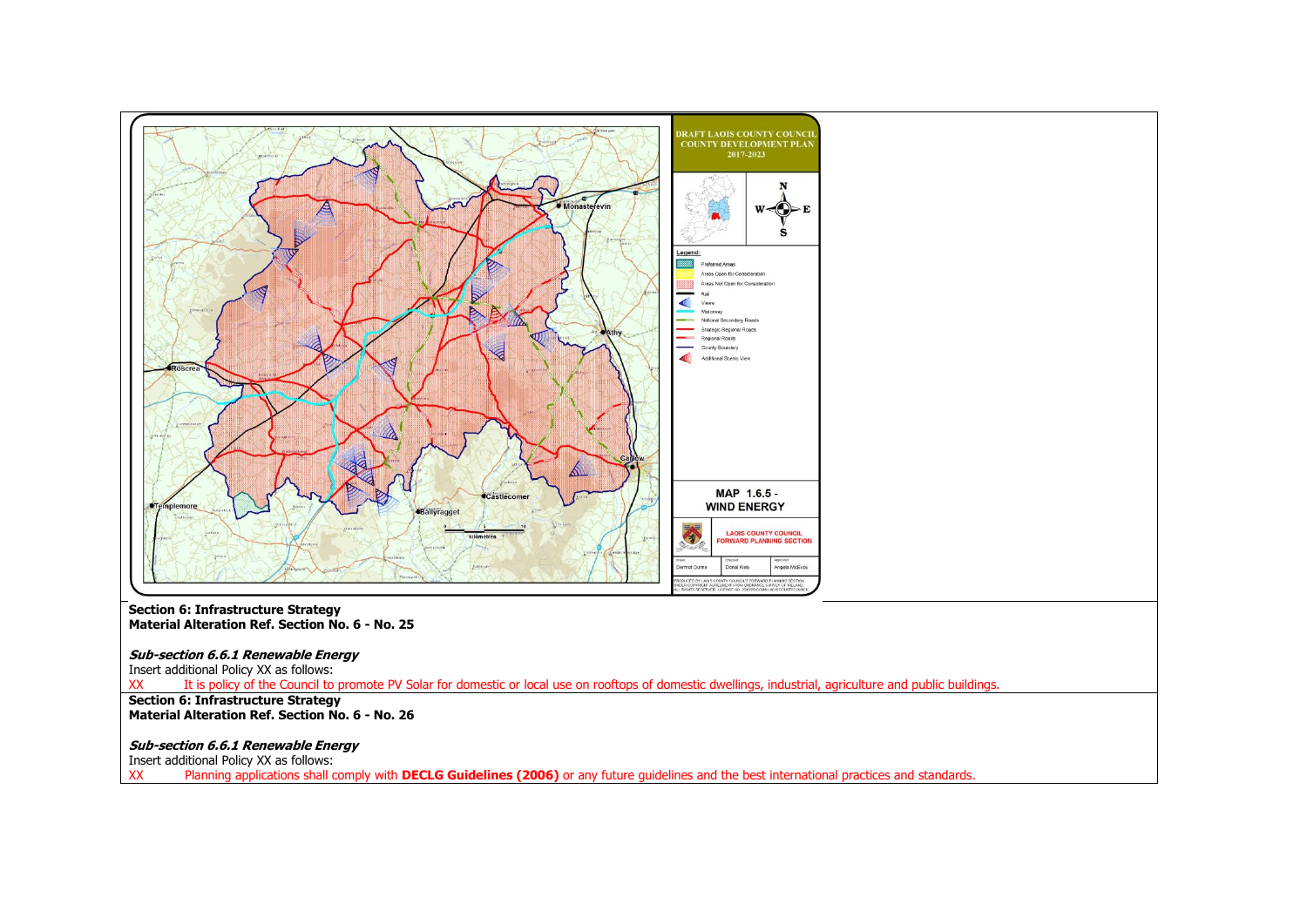DRAFT LAOIS COUNTY COUNCIL COUNTY DEVELOPMENT PLAN 2017-2023

Legend:
- Preferred Areas
- Areas Open for Consideration
- Areas Not Open for Consideration
- Rail
- Views
- Motorway
- National Secondary Roads
- Strategic Regional Roads
- Regional Roads
- County Boundary
- Additional Scenic View

MAP 1.6.5 - WIND ENERGY

LAOIS COUNTY COUNCIL FORWARD PLANNING SECTION

**Section 6: Infrastructure Strategy**
**Material Alteration Ref. Section No. 6 - No. 25**

***Sub-section 6.6.1 Renewable Energy***

Insert additional Policy XX as follows:

XX It is policy of the Council to promote PV Solar for domestic or local use on rooftops of domestic dwellings, industrial, agriculture and public buildings.

**Section 6: Infrastructure Strategy**
**Material Alteration Ref. Section No. 6 - No. 26**

***Sub-section 6.6.1 Renewable Energy***

Insert additional Policy XX as follows:

XX Planning applications shall comply with **DECLG Guidelines (2006)** or any future guidelines and the best international practices and standards.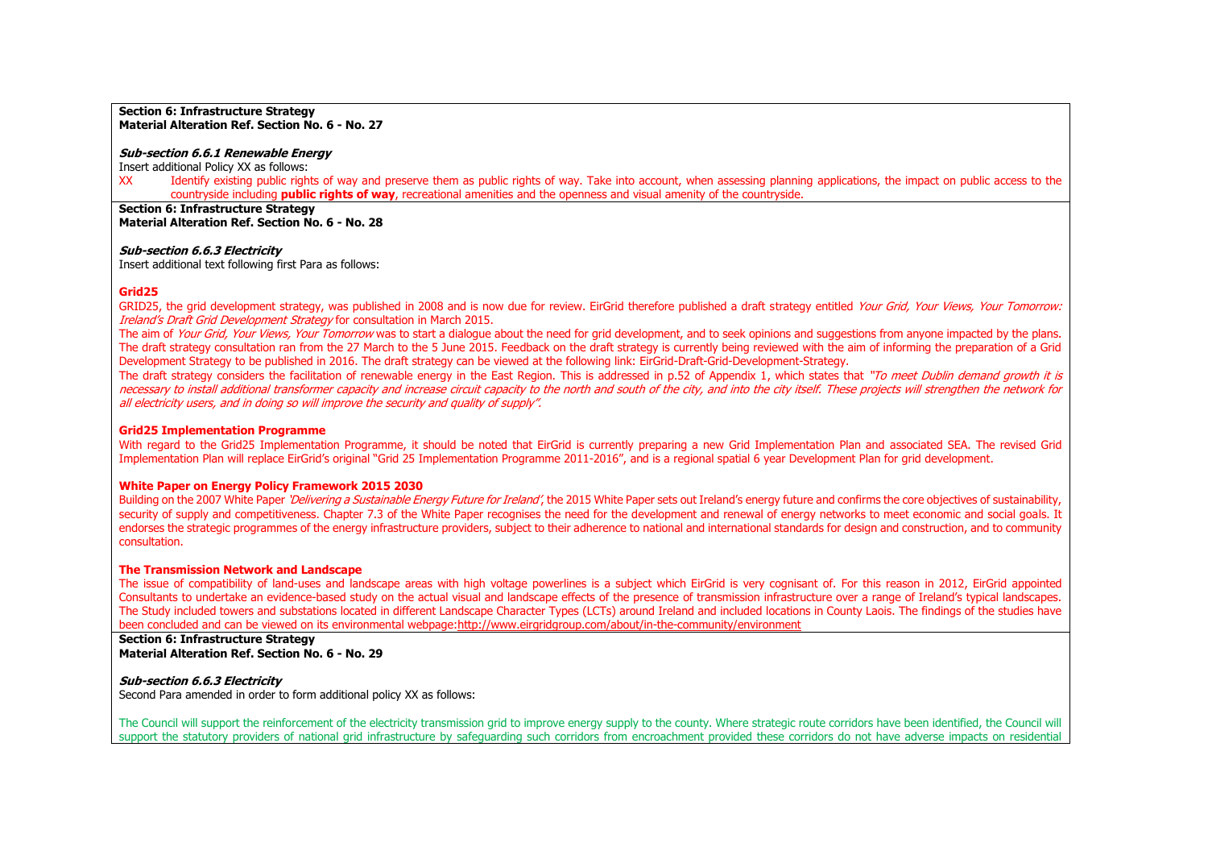**Section 6: Infrastructure Strategy**
**Material Alteration Ref. Section No. 6 - No. 27**

***Sub-section 6.6.1 Renewable Energy***

Insert additional Policy XX as follows:

XX Identify existing public rights of way and preserve them as public rights of way. Take into account, when assessing planning applications, the impact on public access to the countryside including **public rights of way**, recreational amenities and the openness and visual amenity of the countryside.

**Section 6: Infrastructure Strategy**
**Material Alteration Ref. Section No. 6 - No. 28**

***Sub-section 6.6.3 Electricity***

Insert additional text following first Para as follows:

**Grid25**

GRID25, the grid development strategy, was published in 2008 and is now due for review. EirGrid therefore published a draft strategy entitled *Your Grid, Your Views, Your Tomorrow: Ireland's Draft Grid Development Strategy* for consultation in March 2015.

The aim of *Your Grid, Your Views, Your Tomorrow* was to start a dialogue about the need for grid development, and to seek opinions and suggestions from anyone impacted by the plans. The draft strategy consultation ran from the 27 March to the 5 June 2015. Feedback on the draft strategy is currently being reviewed with the aim of informing the preparation of a Grid Development Strategy to be published in 2016. The draft strategy can be viewed at the following link: EirGrid-Draft-Grid-Development-Strategy.

The draft strategy considers the facilitation of renewable energy in the East Region. This is addressed in p.52 of Appendix 1, which states that *"To meet Dublin demand growth it is necessary to install additional transformer capacity and increase circuit capacity to the north and south of the city, and into the city itself. These projects will strengthen the network for all electricity users, and in doing so will improve the security and quality of supply".*

**Grid25 Implementation Programme**

With regard to the Grid25 Implementation Programme, it should be noted that EirGrid is currently preparing a new Grid Implementation Plan and associated SEA. The revised Grid Implementation Plan will replace EirGrid's original "Grid 25 Implementation Programme 2011-2016", and is a regional spatial 6 year Development Plan for grid development.

**White Paper on Energy Policy Framework 2015 2030**

Building on the 2007 White Paper *'Delivering a Sustainable Energy Future for Ireland'*, the 2015 White Paper sets out Ireland's energy future and confirms the core objectives of sustainability, security of supply and competitiveness. Chapter 7.3 of the White Paper recognises the need for the development and renewal of energy networks to meet economic and social goals. It endorses the strategic programmes of the energy infrastructure providers, subject to their adherence to national and international standards for design and construction, and to community consultation.

**The Transmission Network and Landscape**

The issue of compatibility of land-uses and landscape areas with high voltage powerlines is a subject which EirGrid is very cognisant of. For this reason in 2012, EirGrid appointed Consultants to undertake an evidence-based study on the actual visual and landscape effects of the presence of transmission infrastructure over a range of Ireland's typical landscapes. The Study included towers and substations located in different Landscape Character Types (LCTs) around Ireland and included locations in County Laois. The findings of the studies have been concluded and can be viewed on its environmental webpage: http://www.eirgridgroup.com/about/in-the-community/environment

**Section 6: Infrastructure Strategy**
**Material Alteration Ref. Section No. 6 - No. 29**

***Sub-section 6.6.3 Electricity***

Second Para amended in order to form additional policy XX as follows:

The Council will support the reinforcement of the electricity transmission grid to improve energy supply to the county. Where strategic route corridors have been identified, the Council will support the statutory providers of national grid infrastructure by safeguarding such corridors from encroachment provided these corridors do not have adverse impacts on residential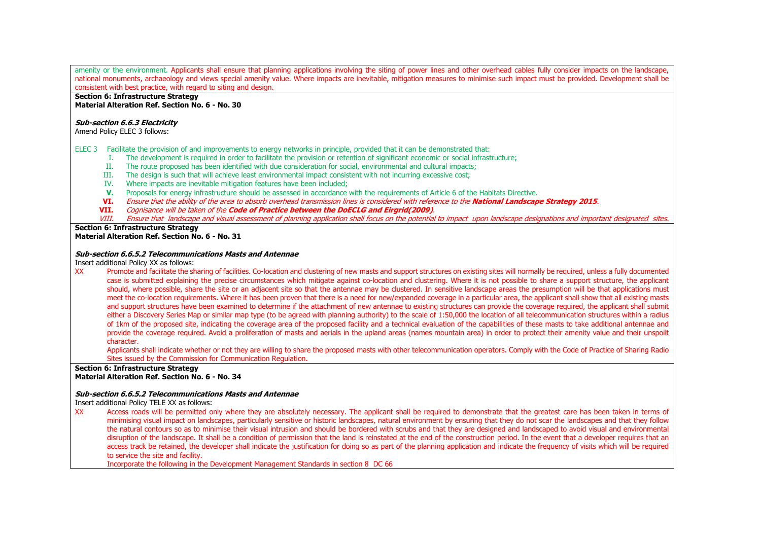amenity or the environment. Applicants shall ensure that planning applications involving the siting of power lines and other overhead cables fully consider impacts on the landscape, national monuments, archaeology and views special amenity value. Where impacts are inevitable, mitigation measures to minimise such impact must be provided. Development shall be consistent with best practice, with regard to siting and design.

**Section 6: Infrastructure Strategy**
**Material Alteration Ref. Section No. 6 - No. 30**

***Sub-section 6.6.3 Electricity***

Amend Policy ELEC 3 follows:

ELEC 3 Facilitate the provision of and improvements to energy networks in principle, provided that it can be demonstrated that:

I. The development is required in order to facilitate the provision or retention of significant economic or social infrastructure;
II. The route proposed has been identified with due consideration for social, environmental and cultural impacts;
III. The design is such that will achieve least environmental impact consistent with not incurring excessive cost;
IV. Where impacts are inevitable mitigation features have been included;
**V.** Proposals for energy infrastructure should be assessed in accordance with the requirements of Article 6 of the Habitats Directive.
**VI.** *Ensure that the ability of the area to absorb overhead transmission lines is considered with reference to the* ***National Landscape Strategy 2015****.*
**VII.** *Cognisance will be taken of the* ***Code of Practice between the DoECLG and Eirgrid(2009)****.*
*VIII. Ensure that landscape and visual assessment of planning application shall focus on the potential to impact upon landscape designations and important designated sites.*

**Section 6: Infrastructure Strategy**
**Material Alteration Ref. Section No. 6 - No. 31**

***Sub-section 6.6.5.2 Telecommunications Masts and Antennae***

Insert additional Policy XX as follows:

XX Promote and facilitate the sharing of facilities. Co-location and clustering of new masts and support structures on existing sites will normally be required, unless a fully documented case is submitted explaining the precise circumstances which mitigate against co-location and clustering. Where it is not possible to share a support structure, the applicant should, where possible, share the site or an adjacent site so that the antennae may be clustered. In sensitive landscape areas the presumption will be that applications must meet the co-location requirements. Where it has been proven that there is a need for new/expanded coverage in a particular area, the applicant shall show that all existing masts and support structures have been examined to determine if the attachment of new antennae to existing structures can provide the coverage required, the applicant shall submit either a Discovery Series Map or similar map type (to be agreed with planning authority) to the scale of 1:50,000 the location of all telecommunication structures within a radius of 1km of the proposed site, indicating the coverage area of the proposed facility and a technical evaluation of the capabilities of these masts to take additional antennae and provide the coverage required. Avoid a proliferation of masts and aerials in the upland areas (names mountain area) in order to protect their amenity value and their unspoilt character.

Applicants shall indicate whether or not they are willing to share the proposed masts with other telecommunication operators. Comply with the Code of Practice of Sharing Radio Sites issued by the Commission for Communication Regulation.

**Section 6: Infrastructure Strategy**
**Material Alteration Ref. Section No. 6 - No. 34**

***Sub-section 6.6.5.2 Telecommunications Masts and Antennae***

Insert additional Policy TELE XX as follows:

XX Access roads will be permitted only where they are absolutely necessary. The applicant shall be required to demonstrate that the greatest care has been taken in terms of minimising visual impact on landscapes, particularly sensitive or historic landscapes, natural environment by ensuring that they do not scar the landscapes and that they follow the natural contours so as to minimise their visual intrusion and should be bordered with scrubs and that they are designed and landscaped to avoid visual and environmental disruption of the landscape. It shall be a condition of permission that the land is reinstated at the end of the construction period. In the event that a developer requires that an access track be retained, the developer shall indicate the justification for doing so as part of the planning application and indicate the frequency of visits which will be required to service the site and facility.

Incorporate the following in the Development Management Standards in section 8 DC 66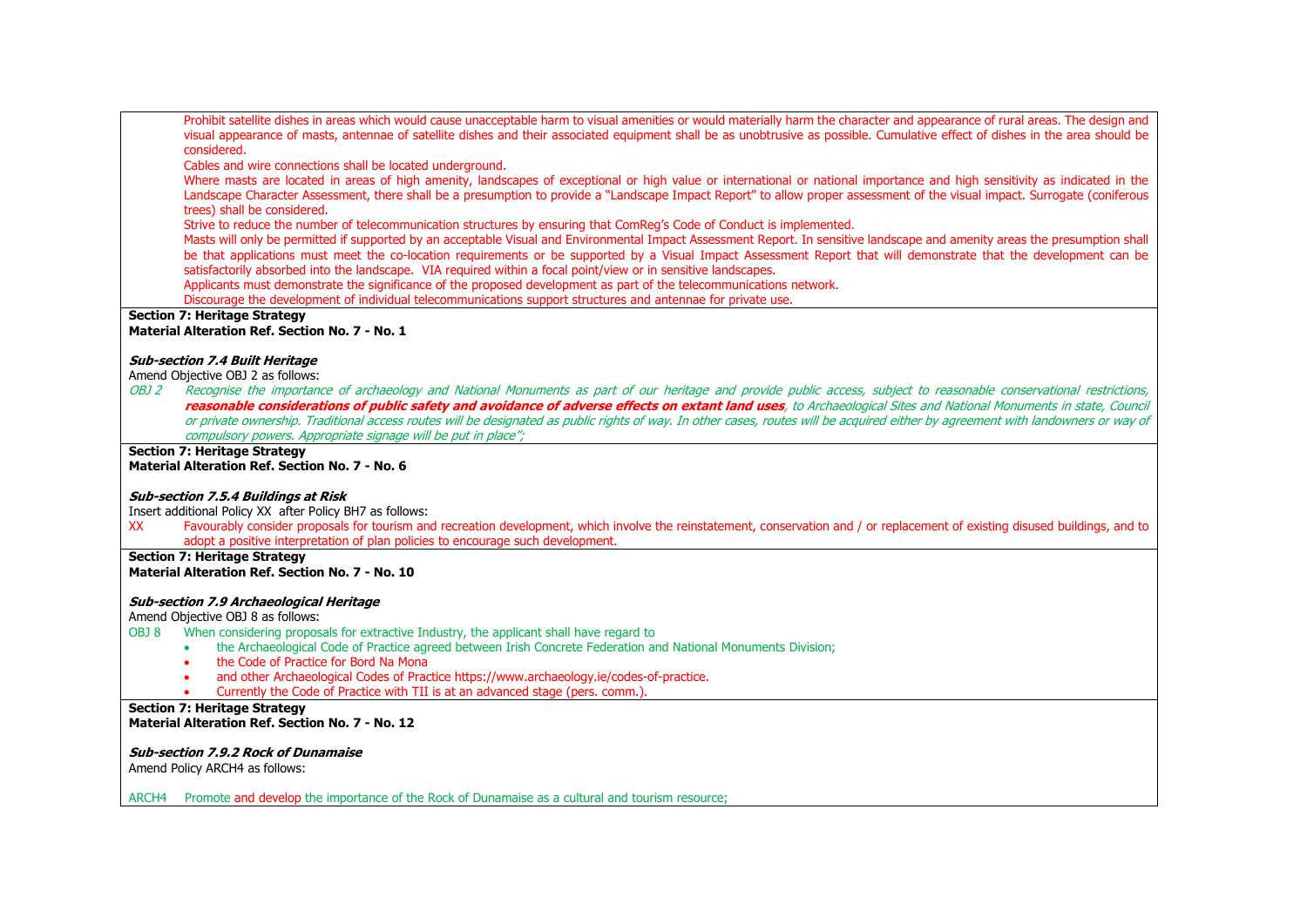Prohibit satellite dishes in areas which would cause unacceptable harm to visual amenities or would materially harm the character and appearance of rural areas. The design and visual appearance of masts, antennae of satellite dishes and their associated equipment shall be as unobtrusive as possible. Cumulative effect of dishes in the area should be considered.

Cables and wire connections shall be located underground.

Where masts are located in areas of high amenity, landscapes of exceptional or high value or international or national importance and high sensitivity as indicated in the Landscape Character Assessment, there shall be a presumption to provide a "Landscape Impact Report" to allow proper assessment of the visual impact. Surrogate (coniferous trees) shall be considered.

Strive to reduce the number of telecommunication structures by ensuring that ComReg's Code of Conduct is implemented.

Masts will only be permitted if supported by an acceptable Visual and Environmental Impact Assessment Report. In sensitive landscape and amenity areas the presumption shall be that applications must meet the co-location requirements or be supported by a Visual Impact Assessment Report that will demonstrate that the development can be satisfactorily absorbed into the landscape. VIA required within a focal point/view or in sensitive landscapes.

Applicants must demonstrate the significance of the proposed development as part of the telecommunications network.

Discourage the development of individual telecommunications support structures and antennae for private use.

**Section 7: Heritage Strategy**
**Material Alteration Ref. Section No. 7 - No. 1**

***Sub-section 7.4 Built Heritage***

Amend Objective OBJ 2 as follows:

*OBJ 2 Recognise the importance of archaeology and National Monuments as part of our heritage and provide public access, subject to reasonable conservational restrictions,* ***reasonable considerations of public safety and avoidance of adverse effects on extant land uses****, to Archaeological Sites and National Monuments in state, Council or private ownership. Traditional access routes will be designated as public rights of way. In other cases, routes will be acquired either by agreement with landowners or way of compulsory powers. Appropriate signage will be put in place";*

**Section 7: Heritage Strategy**
**Material Alteration Ref. Section No. 7 - No. 6**

***Sub-section 7.5.4 Buildings at Risk***

Insert additional Policy XX after Policy BH7 as follows:

XX Favourably consider proposals for tourism and recreation development, which involve the reinstatement, conservation and / or replacement of existing disused buildings, and to adopt a positive interpretation of plan policies to encourage such development.

**Section 7: Heritage Strategy**
**Material Alteration Ref. Section No. 7 - No. 10**

***Sub-section 7.9 Archaeological Heritage***

Amend Objective OBJ 8 as follows:

OBJ 8 When considering proposals for extractive Industry, the applicant shall have regard to

- the Archaeological Code of Practice agreed between Irish Concrete Federation and National Monuments Division;
- the Code of Practice for Bord Na Mona
- and other Archaeological Codes of Practice https://www.archaeology.ie/codes-of-practice.
- Currently the Code of Practice with TII is at an advanced stage (pers. comm.).

**Section 7: Heritage Strategy**
**Material Alteration Ref. Section No. 7 - No. 12**

***Sub-section 7.9.2 Rock of Dunamaise***

Amend Policy ARCH4 as follows:

ARCH4 Promote and develop the importance of the Rock of Dunamaise as a cultural and tourism resource;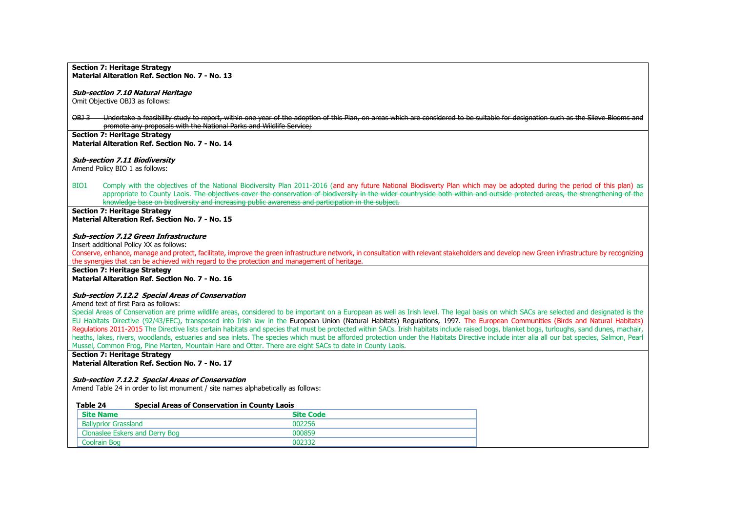**Section 7: Heritage Strategy**
**Material Alteration Ref. Section No. 7 - No. 13**

***Sub-section 7.10 Natural Heritage***

Omit Objective OBJ3 as follows:

~~OBJ 3 Undertake a feasibility study to report, within one year of the adoption of this Plan, on areas which are considered to be suitable for designation such as the Slieve Blooms and promote any proposals with the National Parks and Wildlife Service;~~

**Section 7: Heritage Strategy**
**Material Alteration Ref. Section No. 7 - No. 14**

***Sub-section 7.11 Biodiversity***

Amend Policy BIO 1 as follows:

BIO1 Comply with the objectives of the National Biodiversity Plan 2011-2016 (and any future National Biodisverty Plan which may be adopted during the period of this plan) as appropriate to County Laois. ~~The objectives cover the conservation of biodiversity in the wider countryside both within and outside protected areas, the strengthening of the knowledge base on biodiversity and increasing public awareness and participation in the subject.~~

**Section 7: Heritage Strategy**
**Material Alteration Ref. Section No. 7 - No. 15**

***Sub-section 7.12 Green Infrastructure***

Insert additional Policy XX as follows:

Conserve, enhance, manage and protect, facilitate, improve the green infrastructure network, in consultation with relevant stakeholders and develop new Green infrastructure by recognizing the synergies that can be achieved with regard to the protection and management of heritage.

**Section 7: Heritage Strategy**
**Material Alteration Ref. Section No. 7 - No. 16**

***Sub-section 7.12.2 Special Areas of Conservation***

Amend text of first Para as follows:

Special Areas of Conservation are prime wildlife areas, considered to be important on a European as well as Irish level. The legal basis on which SACs are selected and designated is the EU Habitats Directive (92/43/EEC), transposed into Irish law in the ~~European Union (Natural Habitats) Regulations, 1997~~. The European Communities (Birds and Natural Habitats) Regulations 2011-2015 The Directive lists certain habitats and species that must be protected within SACs. Irish habitats include raised bogs, blanket bogs, turloughs, sand dunes, machair, heaths, lakes, rivers, woodlands, estuaries and sea inlets. The species which must be afforded protection under the Habitats Directive include inter alia all our bat species, Salmon, Pearl Mussel, Common Frog, Pine Marten, Mountain Hare and Otter. There are eight SACs to date in County Laois.

**Section 7: Heritage Strategy**
**Material Alteration Ref. Section No. 7 - No. 17**

***Sub-section 7.12.2 Special Areas of Conservation***

Amend Table 24 in order to list monument / site names alphabetically as follows:

**Table 24 Special Areas of Conservation in County Laois**

| Site Name | Site Code |
|---|---|
| Ballyprior Grassland | 002256 |
| Clonaslee Eskers and Derry Bog | 000859 |
| Coolrain Bog | 002332 |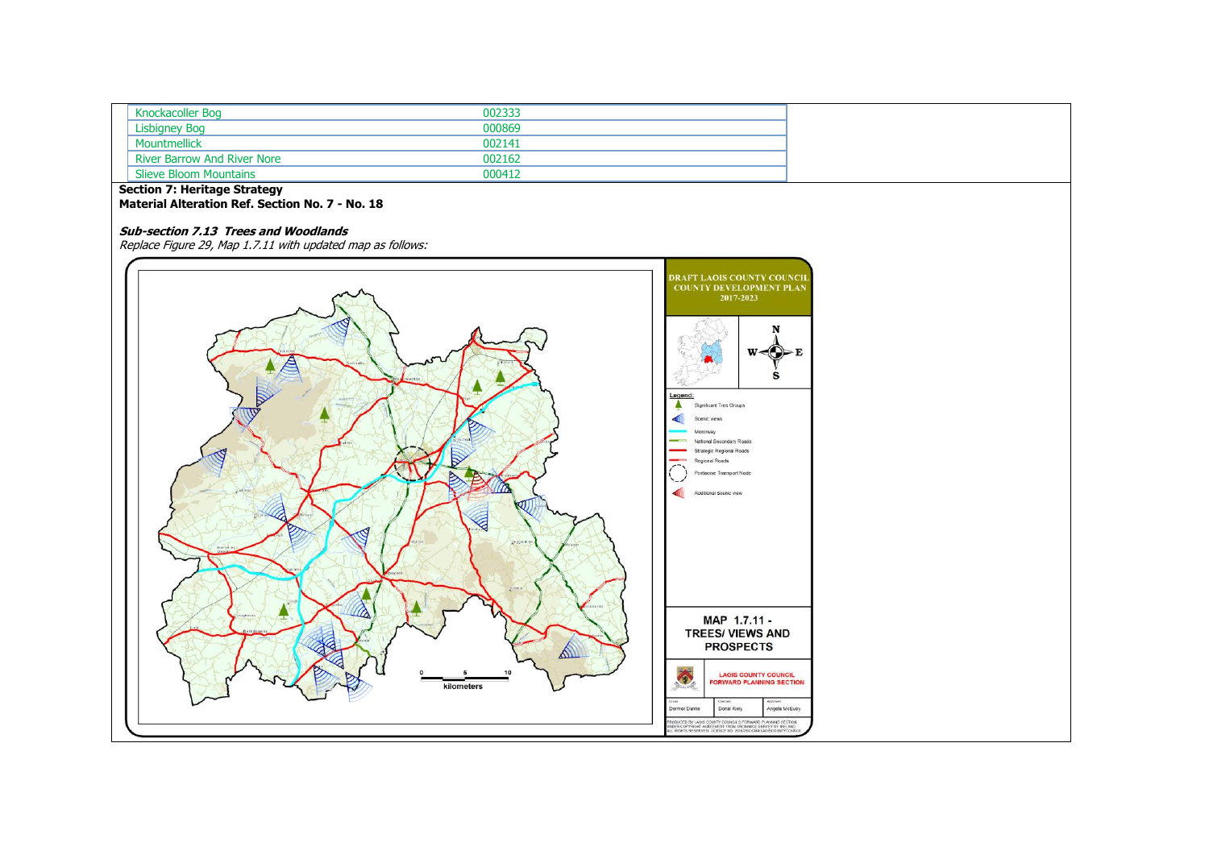| | |
|---|---|
| Knockacoller Bog | 002333 |
| Lisbigney Bog | 000869 |
| Mountmellick | 002141 |
| River Barrow And River Nore | 002162 |
| Slieve Bloom Mountains | 000412 |

**Section 7: Heritage Strategy**
**Material Alteration Ref. Section No. 7 - No. 18**

***Sub-section 7.13 Trees and Woodlands***
*Replace Figure 29, Map 1.7.11 with updated map as follows:*

DRAFT LAOIS COUNTY COUNCIL COUNTY DEVELOPMENT PLAN 2017-2023

Legend:
- Significant Tree Group
- Scenic views
- Motorway
- National Secondary Roads
- Strategic Regional Roads
- Regional Roads
- Portlaoise Transport Node
- Additional Scenic view

0 5 10 kilometers

MAP 1.7.11 - TREES/ VIEWS AND PROSPECTS

LAOIS COUNTY COUNCIL FORWARD PLANNING SECTION

Dermot Dennis | Donal Kiely | Angela McEvoy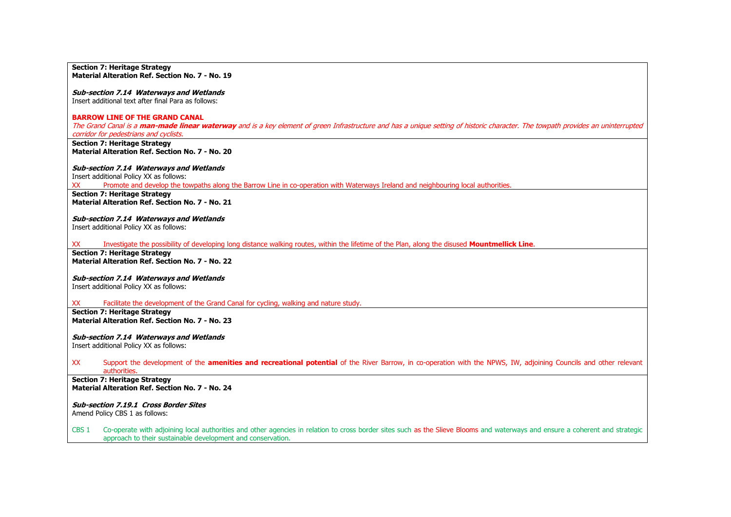**Section 7: Heritage Strategy**
**Material Alteration Ref. Section No. 7 - No. 19**

***Sub-section 7.14 Waterways and Wetlands***
Insert additional text after final Para as follows:

**BARROW LINE OF THE GRAND CANAL**
*The Grand Canal is a **man-made linear waterway** and is a key element of green Infrastructure and has a unique setting of historic character. The towpath provides an uninterrupted corridor for pedestrians and cyclists.*

---

**Section 7: Heritage Strategy**
**Material Alteration Ref. Section No. 7 - No. 20**

***Sub-section 7.14 Waterways and Wetlands***
Insert additional Policy XX as follows:

XX Promote and develop the towpaths along the Barrow Line in co-operation with Waterways Ireland and neighbouring local authorities.

---

**Section 7: Heritage Strategy**
**Material Alteration Ref. Section No. 7 - No. 21**

***Sub-section 7.14 Waterways and Wetlands***
Insert additional Policy XX as follows:

XX Investigate the possibility of developing long distance walking routes, within the lifetime of the Plan, along the disused **Mountmellick Line**.

---

**Section 7: Heritage Strategy**
**Material Alteration Ref. Section No. 7 - No. 22**

***Sub-section 7.14 Waterways and Wetlands***
Insert additional Policy XX as follows:

XX Facilitate the development of the Grand Canal for cycling, walking and nature study.

---

**Section 7: Heritage Strategy**
**Material Alteration Ref. Section No. 7 - No. 23**

***Sub-section 7.14 Waterways and Wetlands***
Insert additional Policy XX as follows:

XX Support the development of the **amenities and recreational potential** of the River Barrow, in co-operation with the NPWS, IW, adjoining Councils and other relevant authorities.

---

**Section 7: Heritage Strategy**
**Material Alteration Ref. Section No. 7 - No. 24**

***Sub-section 7.19.1 Cross Border Sites***
Amend Policy CBS 1 as follows:

CBS 1 Co-operate with adjoining local authorities and other agencies in relation to cross border sites such as the Slieve Blooms and waterways and ensure a coherent and strategic approach to their sustainable development and conservation.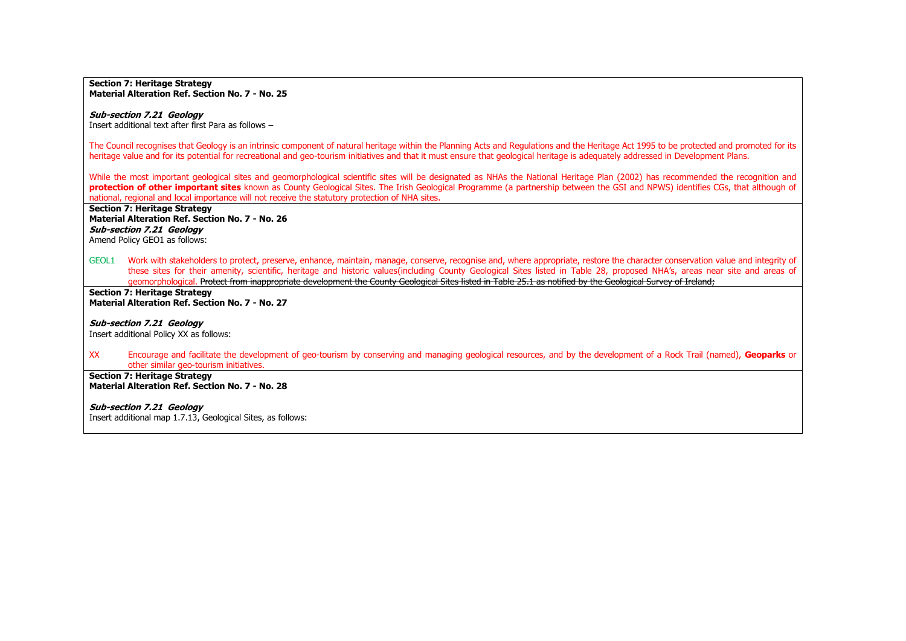**Section 7: Heritage Strategy**
**Material Alteration Ref. Section No. 7 - No. 25**

***Sub-section 7.21 Geology***
Insert additional text after first Para as follows –

The Council recognises that Geology is an intrinsic component of natural heritage within the Planning Acts and Regulations and the Heritage Act 1995 to be protected and promoted for its heritage value and for its potential for recreational and geo-tourism initiatives and that it must ensure that geological heritage is adequately addressed in Development Plans.

While the most important geological sites and geomorphological scientific sites will be designated as NHAs the National Heritage Plan (2002) has recommended the recognition and **protection of other important sites** known as County Geological Sites. The Irish Geological Programme (a partnership between the GSI and NPWS) identifies CGs, that although of national, regional and local importance will not receive the statutory protection of NHA sites.

**Section 7: Heritage Strategy**
**Material Alteration Ref. Section No. 7 - No. 26**
***Sub-section 7.21 Geology***
Amend Policy GEO1 as follows:

GEOL1 Work with stakeholders to protect, preserve, enhance, maintain, manage, conserve, recognise and, where appropriate, restore the character conservation value and integrity of these sites for their amenity, scientific, heritage and historic values(including County Geological Sites listed in Table 28, proposed NHA's, areas near site and areas of geomorphological. ~~Protect from inappropriate development the County Geological Sites listed in Table 25.1 as notified by the Geological Survey of Ireland;~~

**Section 7: Heritage Strategy**
**Material Alteration Ref. Section No. 7 - No. 27**

***Sub-section 7.21 Geology***
Insert additional Policy XX as follows:

XX Encourage and facilitate the development of geo-tourism by conserving and managing geological resources, and by the development of a Rock Trail (named), **Geoparks** or other similar geo-tourism initiatives.

**Section 7: Heritage Strategy**
**Material Alteration Ref. Section No. 7 - No. 28**

***Sub-section 7.21 Geology***
Insert additional map 1.7.13, Geological Sites, as follows: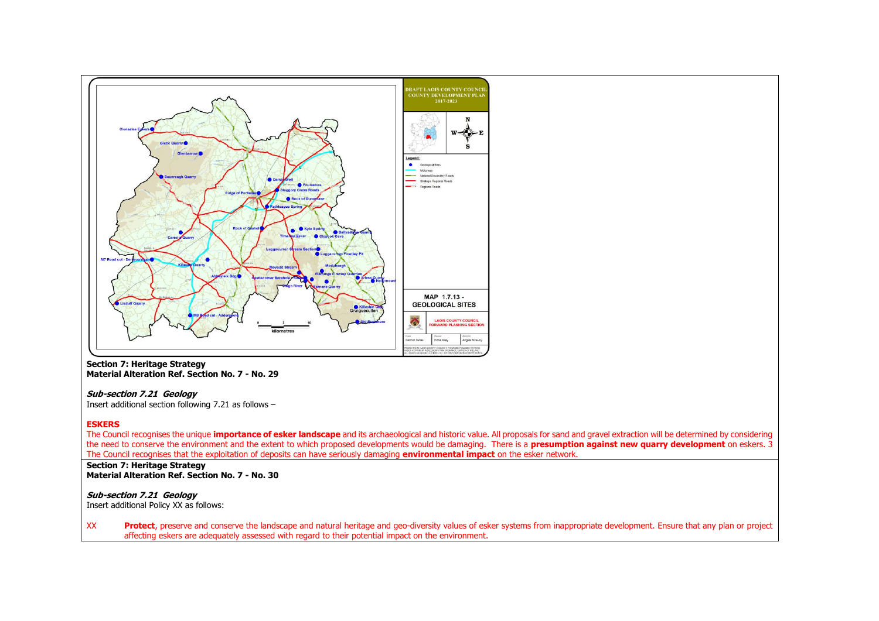**DRAFT LAOIS COUNTY COUNCIL COUNTY DEVELOPMENT PLAN 2017-2023**

**MAP 1.7.13 - GEOLOGICAL SITES**

**Section 7: Heritage Strategy**
**Material Alteration Ref. Section No. 7 - No. 29**

***Sub-section 7.21 Geology***
Insert additional section following 7.21 as follows –

**ESKERS**
The Council recognises the unique **importance of esker landscape** and its archaeological and historic value. All proposals for sand and gravel extraction will be determined by considering the need to conserve the environment and the extent to which proposed developments would be damaging. There is a **presumption against new quarry development** on eskers. 3 The Council recognises that the exploitation of deposits can have seriously damaging **environmental impact** on the esker network.

**Section 7: Heritage Strategy**
**Material Alteration Ref. Section No. 7 - No. 30**

***Sub-section 7.21 Geology***
Insert additional Policy XX as follows:

XX **Protect**, preserve and conserve the landscape and natural heritage and geo-diversity values of esker systems from inappropriate development. Ensure that any plan or project affecting eskers are adequately assessed with regard to their potential impact on the environment.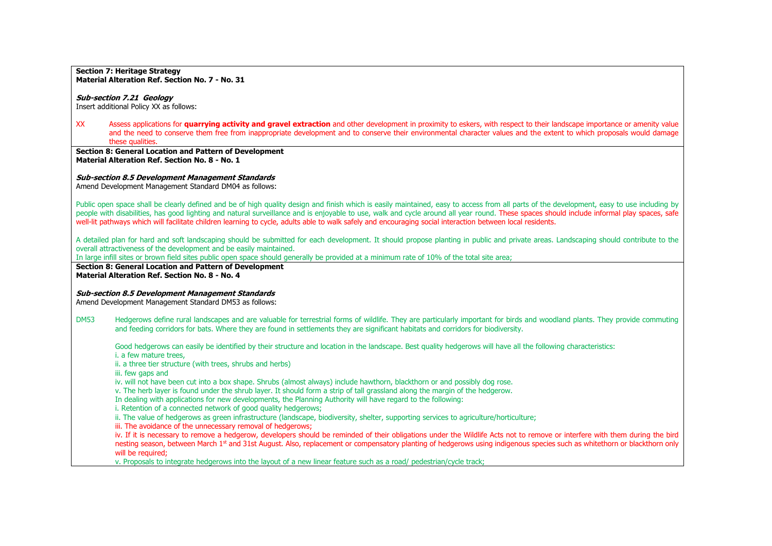**Section 7: Heritage Strategy**
**Material Alteration Ref. Section No. 7 - No. 31**

***Sub-section 7.21 Geology***
Insert additional Policy XX as follows:

XX Assess applications for **quarrying activity and gravel extraction** and other development in proximity to eskers, with respect to their landscape importance or amenity value and the need to conserve them free from inappropriate development and to conserve their environmental character values and the extent to which proposals would damage these qualities.

**Section 8: General Location and Pattern of Development**
**Material Alteration Ref. Section No. 8 - No. 1**

***Sub-section 8.5 Development Management Standards***
Amend Development Management Standard DM04 as follows:

Public open space shall be clearly defined and be of high quality design and finish which is easily maintained, easy to access from all parts of the development, easy to use including by people with disabilities, has good lighting and natural surveillance and is enjoyable to use, walk and cycle around all year round. These spaces should include informal play spaces, safe well-lit pathways which will facilitate children learning to cycle, adults able to walk safely and encouraging social interaction between local residents.

A detailed plan for hard and soft landscaping should be submitted for each development. It should propose planting in public and private areas. Landscaping should contribute to the overall attractiveness of the development and be easily maintained.
In large infill sites or brown field sites public open space should generally be provided at a minimum rate of 10% of the total site area;

**Section 8: General Location and Pattern of Development**
**Material Alteration Ref. Section No. 8 - No. 4**

***Sub-section 8.5 Development Management Standards***
Amend Development Management Standard DM53 as follows:

DM53 Hedgerows define rural landscapes and are valuable for terrestrial forms of wildlife. They are particularly important for birds and woodland plants. They provide commuting and feeding corridors for bats. Where they are found in settlements they are significant habitats and corridors for biodiversity.

Good hedgerows can easily be identified by their structure and location in the landscape. Best quality hedgerows will have all the following characteristics:
i. a few mature trees,
ii. a three tier structure (with trees, shrubs and herbs)
iii. few gaps and
iv. will not have been cut into a box shape. Shrubs (almost always) include hawthorn, blackthorn or and possibly dog rose.
v. The herb layer is found under the shrub layer. It should form a strip of tall grassland along the margin of the hedgerow.
In dealing with applications for new developments, the Planning Authority will have regard to the following:
i. Retention of a connected network of good quality hedgerows;
ii. The value of hedgerows as green infrastructure (landscape, biodiversity, shelter, supporting services to agriculture/horticulture;
iii. The avoidance of the unnecessary removal of hedgerows;
iv. If it is necessary to remove a hedgerow, developers should be reminded of their obligations under the Wildlife Acts not to remove or interfere with them during the bird nesting season, between March 1st and 31st August. Also, replacement or compensatory planting of hedgerows using indigenous species such as whitethorn or blackthorn only will be required;
v. Proposals to integrate hedgerows into the layout of a new linear feature such as a road/ pedestrian/cycle track;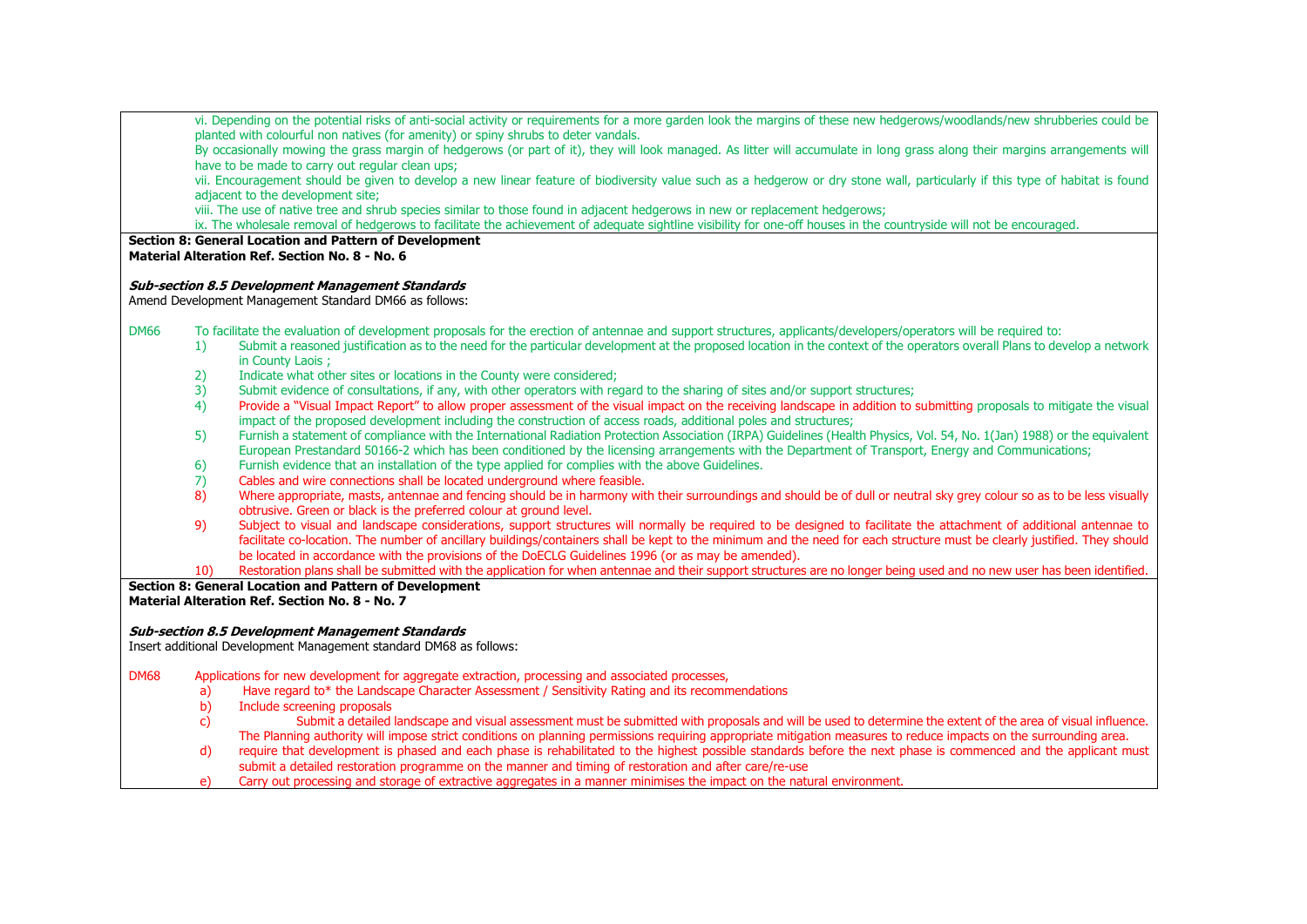vi. Depending on the potential risks of anti-social activity or requirements for a more garden look the margins of these new hedgerows/woodlands/new shrubberies could be planted with colourful non natives (for amenity) or spiny shrubs to deter vandals.

By occasionally mowing the grass margin of hedgerows (or part of it), they will look managed. As litter will accumulate in long grass along their margins arrangements will have to be made to carry out regular clean ups;

vii. Encouragement should be given to develop a new linear feature of biodiversity value such as a hedgerow or dry stone wall, particularly if this type of habitat is found adjacent to the development site;

viii. The use of native tree and shrub species similar to those found in adjacent hedgerows in new or replacement hedgerows;

ix. The wholesale removal of hedgerows to facilitate the achievement of adequate sightline visibility for one-off houses in the countryside will not be encouraged.

**Section 8: General Location and Pattern of Development**
**Material Alteration Ref. Section No. 8 - No. 6**

***Sub-section 8.5 Development Management Standards***

Amend Development Management Standard DM66 as follows:

DM66 To facilitate the evaluation of development proposals for the erection of antennae and support structures, applicants/developers/operators will be required to:

1) Submit a reasoned justification as to the need for the particular development at the proposed location in the context of the operators overall Plans to develop a network in County Laois ;
2) Indicate what other sites or locations in the County were considered;
3) Submit evidence of consultations, if any, with other operators with regard to the sharing of sites and/or support structures;
4) Provide a "Visual Impact Report" to allow proper assessment of the visual impact on the receiving landscape in addition to submitting proposals to mitigate the visual impact of the proposed development including the construction of access roads, additional poles and structures;
5) Furnish a statement of compliance with the International Radiation Protection Association (IRPA) Guidelines (Health Physics, Vol. 54, No. 1(Jan) 1988) or the equivalent European Prestandard 50166-2 which has been conditioned by the licensing arrangements with the Department of Transport, Energy and Communications;
6) Furnish evidence that an installation of the type applied for complies with the above Guidelines.
7) Cables and wire connections shall be located underground where feasible.
8) Where appropriate, masts, antennae and fencing should be in harmony with their surroundings and should be of dull or neutral sky grey colour so as to be less visually obtrusive. Green or black is the preferred colour at ground level.
9) Subject to visual and landscape considerations, support structures will normally be required to be designed to facilitate the attachment of additional antennae to facilitate co-location. The number of ancillary buildings/containers shall be kept to the minimum and the need for each structure must be clearly justified. They should be located in accordance with the provisions of the DoECLG Guidelines 1996 (or as may be amended).
10) Restoration plans shall be submitted with the application for when antennae and their support structures are no longer being used and no new user has been identified.

**Section 8: General Location and Pattern of Development**
**Material Alteration Ref. Section No. 8 - No. 7**

***Sub-section 8.5 Development Management Standards***

Insert additional Development Management standard DM68 as follows:

DM68 Applications for new development for aggregate extraction, processing and associated processes,

a) Have regard to* the Landscape Character Assessment / Sensitivity Rating and its recommendations
b) Include screening proposals
c) Submit a detailed landscape and visual assessment must be submitted with proposals and will be used to determine the extent of the area of visual influence. The Planning authority will impose strict conditions on planning permissions requiring appropriate mitigation measures to reduce impacts on the surrounding area.
d) require that development is phased and each phase is rehabilitated to the highest possible standards before the next phase is commenced and the applicant must submit a detailed restoration programme on the manner and timing of restoration and after care/re-use
e) Carry out processing and storage of extractive aggregates in a manner minimises the impact on the natural environment.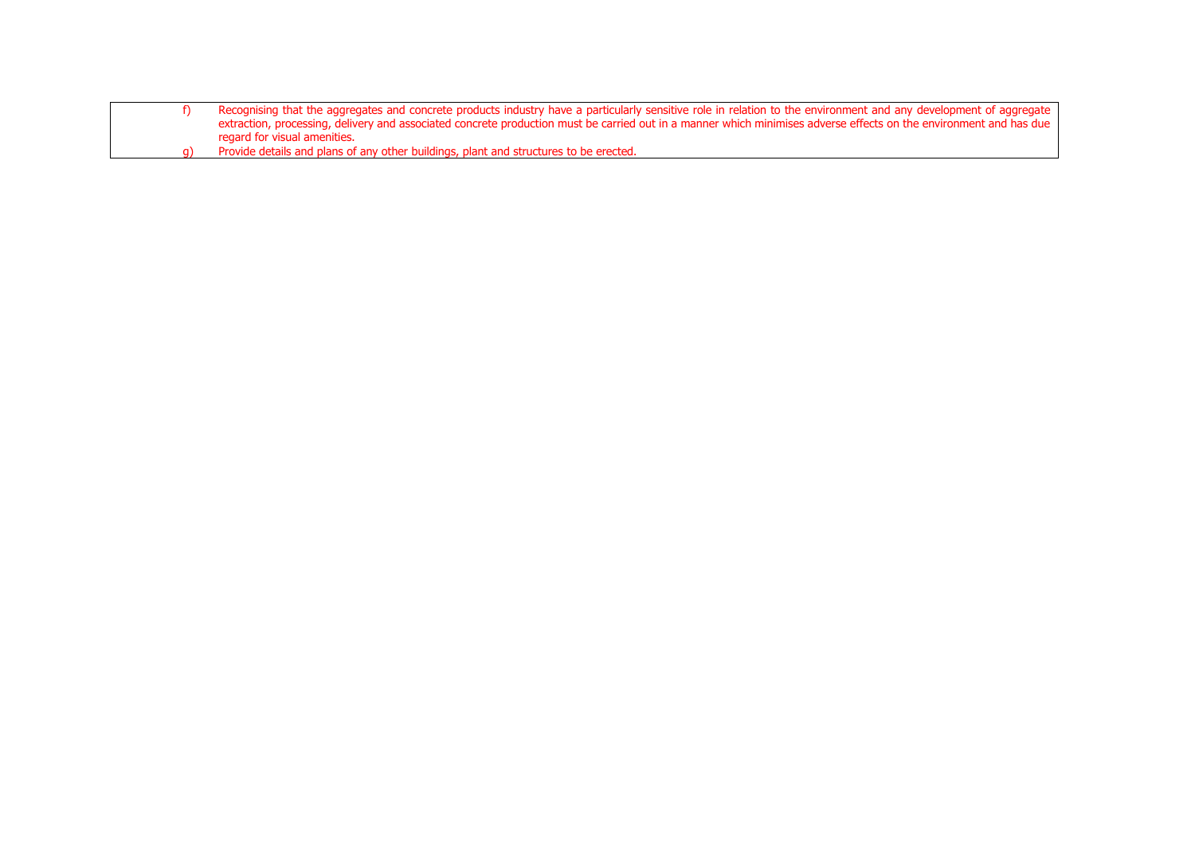f) Recognising that the aggregates and concrete products industry have a particularly sensitive role in relation to the environment and any development of aggregate extraction, processing, delivery and associated concrete production must be carried out in a manner which minimises adverse effects on the environment and has due regard for visual amenities.

g) Provide details and plans of any other buildings, plant and structures to be erected.